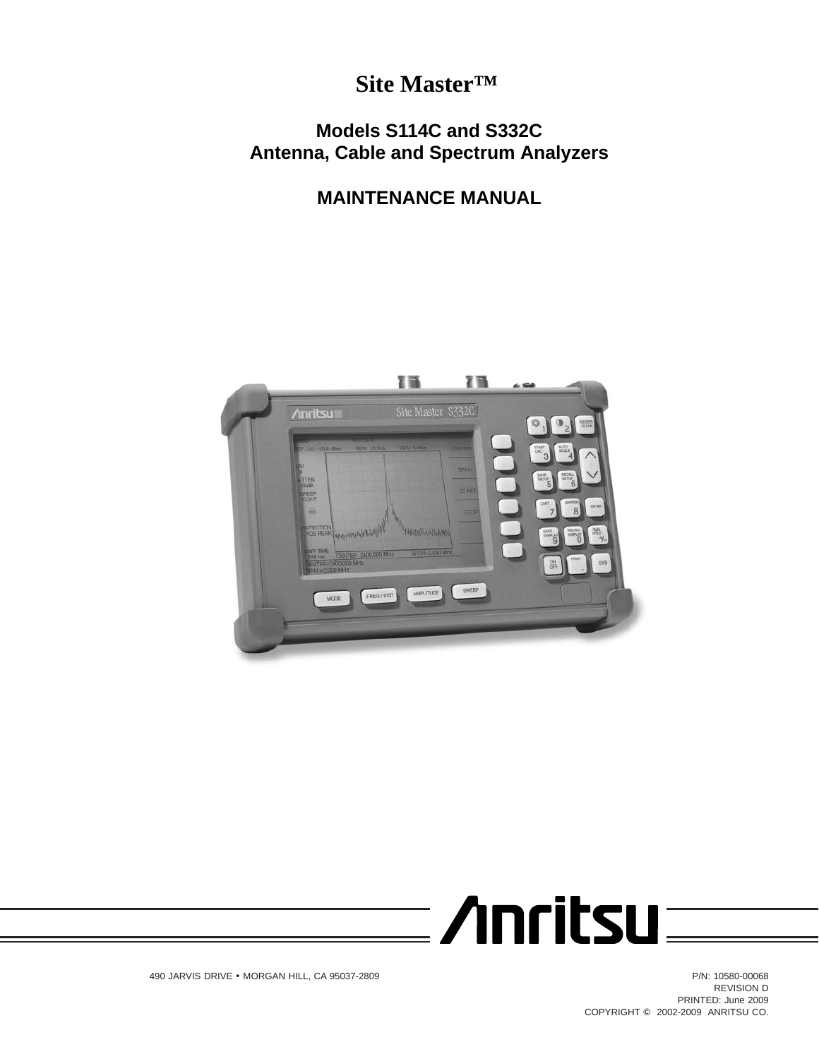# Site Master™

## Models S114C and S332C
## Antenna, Cable and Spectrum Analyzers

## MAINTENANCE MANUAL

490 JARVIS DRIVE • MORGAN HILL, CA 95037-2809

P/N: 10580-00068
REVISION D
PRINTED: June 2009
COPYRIGHT © 2002-2009 ANRITSU CO.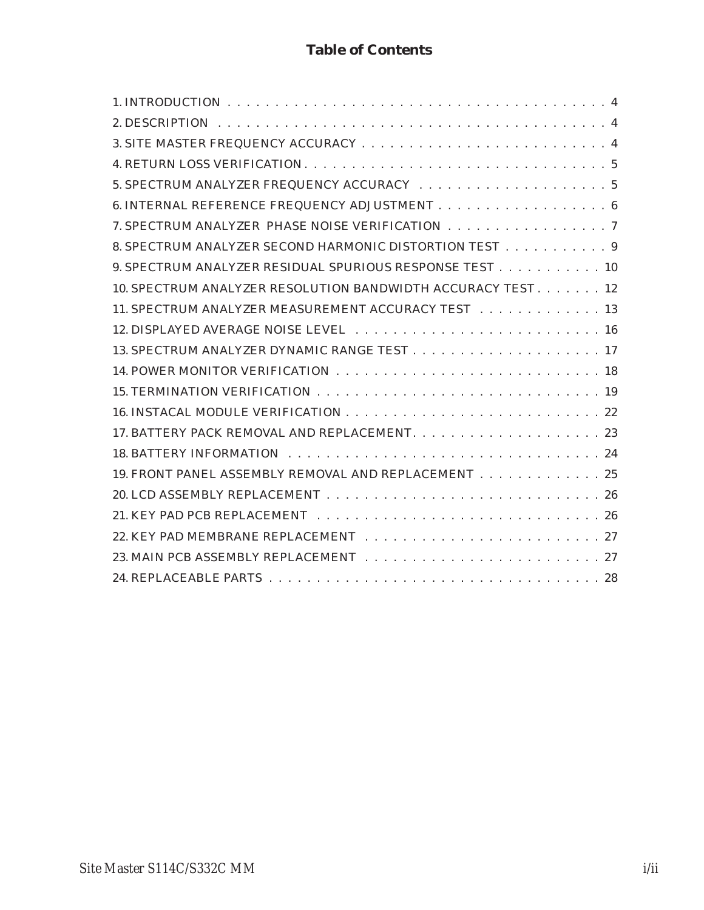# Table of Contents

1. INTRODUCTION . . . . . . . . . . . . . . . . . . . . . . . . . . . . . . . . . . . . . . . . . 4
2. DESCRIPTION . . . . . . . . . . . . . . . . . . . . . . . . . . . . . . . . . . . . . . . . . 4
3. SITE MASTER FREQUENCY ACCURACY . . . . . . . . . . . . . . . . . . . . . . . . . . 4
4. RETURN LOSS VERIFICATION . . . . . . . . . . . . . . . . . . . . . . . . . . . . . . . . 5
5. SPECTRUM ANALYZER FREQUENCY ACCURACY . . . . . . . . . . . . . . . . . . . . 5
6. INTERNAL REFERENCE FREQUENCY ADJUSTMENT . . . . . . . . . . . . . . . . . . 6
7. SPECTRUM ANALYZER PHASE NOISE VERIFICATION . . . . . . . . . . . . . . . . . 7
8. SPECTRUM ANALYZER SECOND HARMONIC DISTORTION TEST . . . . . . . . . . . 9
9. SPECTRUM ANALYZER RESIDUAL SPURIOUS RESPONSE TEST . . . . . . . . . . . 10
10. SPECTRUM ANALYZER RESOLUTION BANDWIDTH ACCURACY TEST . . . . . . . 12
11. SPECTRUM ANALYZER MEASUREMENT ACCURACY TEST . . . . . . . . . . . . . 13
12. DISPLAYED AVERAGE NOISE LEVEL . . . . . . . . . . . . . . . . . . . . . . . . . . 16
13. SPECTRUM ANALYZER DYNAMIC RANGE TEST . . . . . . . . . . . . . . . . . . . . 17
14. POWER MONITOR VERIFICATION . . . . . . . . . . . . . . . . . . . . . . . . . . . . 18
15. TERMINATION VERIFICATION . . . . . . . . . . . . . . . . . . . . . . . . . . . . . . 19
16. INSTACAL MODULE VERIFICATION . . . . . . . . . . . . . . . . . . . . . . . . . . . 22
17. BATTERY PACK REMOVAL AND REPLACEMENT . . . . . . . . . . . . . . . . . . . . 23
18. BATTERY INFORMATION . . . . . . . . . . . . . . . . . . . . . . . . . . . . . . . . . . 24
19. FRONT PANEL ASSEMBLY REMOVAL AND REPLACEMENT . . . . . . . . . . . . . 25
20. LCD ASSEMBLY REPLACEMENT . . . . . . . . . . . . . . . . . . . . . . . . . . . . . 26
21. KEY PAD PCB REPLACEMENT . . . . . . . . . . . . . . . . . . . . . . . . . . . . . . 26
22. KEY PAD MEMBRANE REPLACEMENT . . . . . . . . . . . . . . . . . . . . . . . . . 27
23. MAIN PCB ASSEMBLY REPLACEMENT . . . . . . . . . . . . . . . . . . . . . . . . . 27
24. REPLACEABLE PARTS . . . . . . . . . . . . . . . . . . . . . . . . . . . . . . . . . . . 28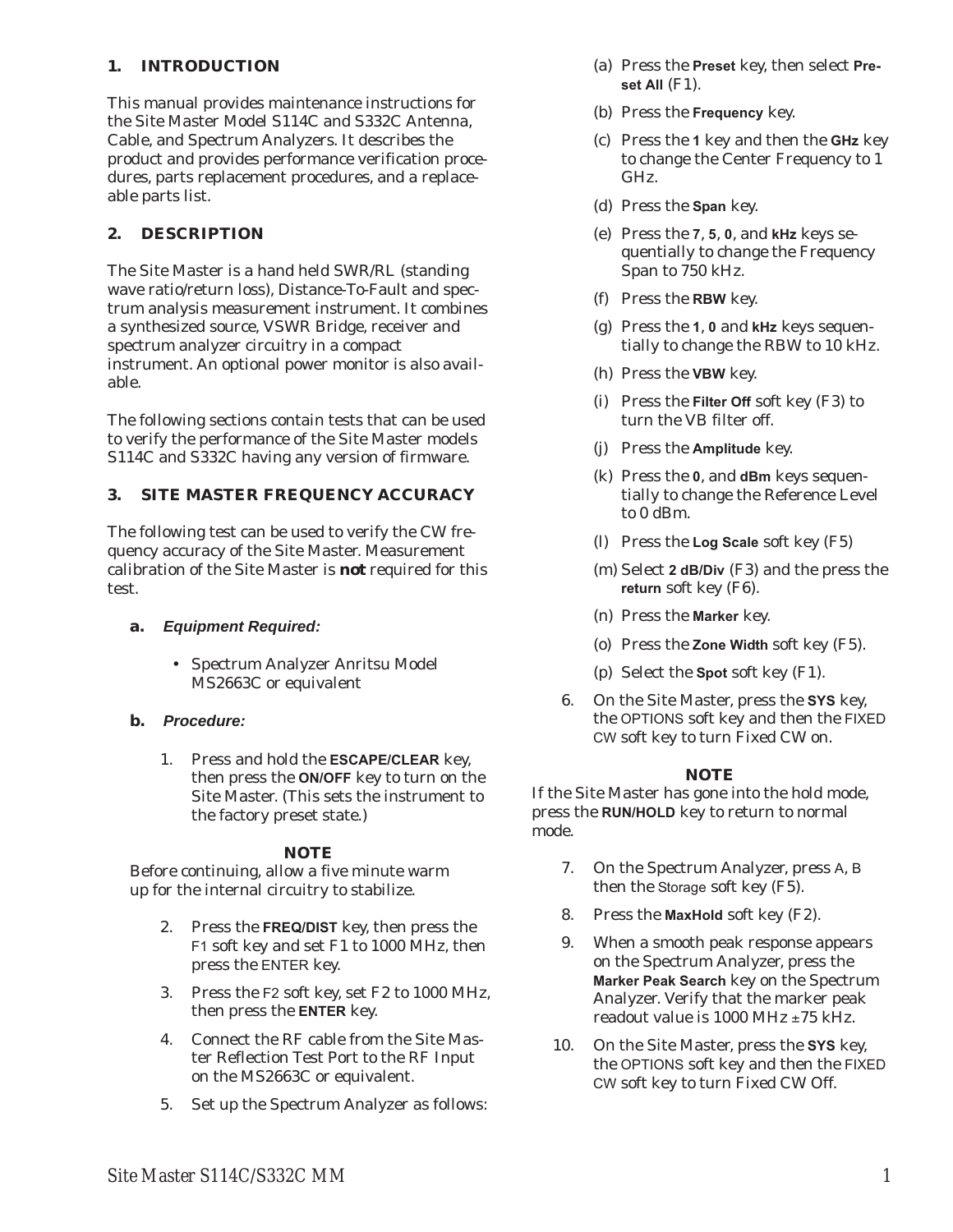## 1. INTRODUCTION

This manual provides maintenance instructions for the Site Master Model S114C and S332C Antenna, Cable, and Spectrum Analyzers. It describes the product and provides performance verification procedures, parts replacement procedures, and a replaceable parts list.

## 2. DESCRIPTION

The Site Master is a hand held SWR/RL (standing wave ratio/return loss), Distance-To-Fault and spectrum analysis measurement instrument. It combines a synthesized source, VSWR Bridge, receiver and spectrum analyzer circuitry in a compact instrument. An optional power monitor is also available.

The following sections contain tests that can be used to verify the performance of the Site Master models S114C and S332C having any version of firmware.

## 3. SITE MASTER FREQUENCY ACCURACY

The following test can be used to verify the CW frequency accuracy of the Site Master. Measurement calibration of the Site Master is **not** required for this test.

### a. *Equipment Required:*

- Spectrum Analyzer Anritsu Model MS2663C or equivalent

### b. *Procedure:*

1. Press and hold the **ESCAPE/CLEAR** key, then press the **ON/OFF** key to turn on the Site Master. (This sets the instrument to the factory preset state.)

**NOTE**

Before continuing, allow a five minute warm up for the internal circuitry to stabilize.

2. Press the **FREQ/DIST** key, then press the F1 soft key and set F1 to 1000 MHz, then press the ENTER key.
3. Press the F2 soft key, set F2 to 1000 MHz, then press the **ENTER** key.
4. Connect the RF cable from the Site Master Reflection Test Port to the RF Input on the MS2663C or equivalent.
5. Set up the Spectrum Analyzer as follows:

   (a) Press the **Preset** key, then select **Preset All** (F1).

   (b) Press the **Frequency** key.

   (c) Press the **1** key and then the **GHz** key to change the Center Frequency to 1 GHz.

   (d) Press the **Span** key.

   (e) Press the **7**, **5**, **0**, and **kHz** keys sequentially to change the Frequency Span to 750 kHz.

   (f) Press the **RBW** key.

   (g) Press the **1**, **0** and **kHz** keys sequentially to change the RBW to 10 kHz.

   (h) Press the **VBW** key.

   (i) Press the **Filter Off** soft key (F3) to turn the VB filter off.

   (j) Press the **Amplitude** key.

   (k) Press the **0**, and **dBm** keys sequentially to change the Reference Level to 0 dBm.

   (l) Press the **Log Scale** soft key (F5)

   (m) Select **2 dB/Div** (F3) and the press the **return** soft key (F6).

   (n) Press the **Marker** key.

   (o) Press the **Zone Width** soft key (F5).

   (p) Select the **Spot** soft key (F1).

6. On the Site Master, press the **SYS** key, the OPTIONS soft key and then the FIXED CW soft key to turn Fixed CW on.

**NOTE**

If the Site Master has gone into the hold mode, press the **RUN/HOLD** key to return to normal mode.

7. On the Spectrum Analyzer, press A, B then the Storage soft key (F5).
8. Press the **MaxHold** soft key (F2).
9. When a smooth peak response appears on the Spectrum Analyzer, press the **Marker Peak Search** key on the Spectrum Analyzer. Verify that the marker peak readout value is 1000 MHz ±75 kHz.
10. On the Site Master, press the **SYS** key, the OPTIONS soft key and then the FIXED CW soft key to turn Fixed CW Off.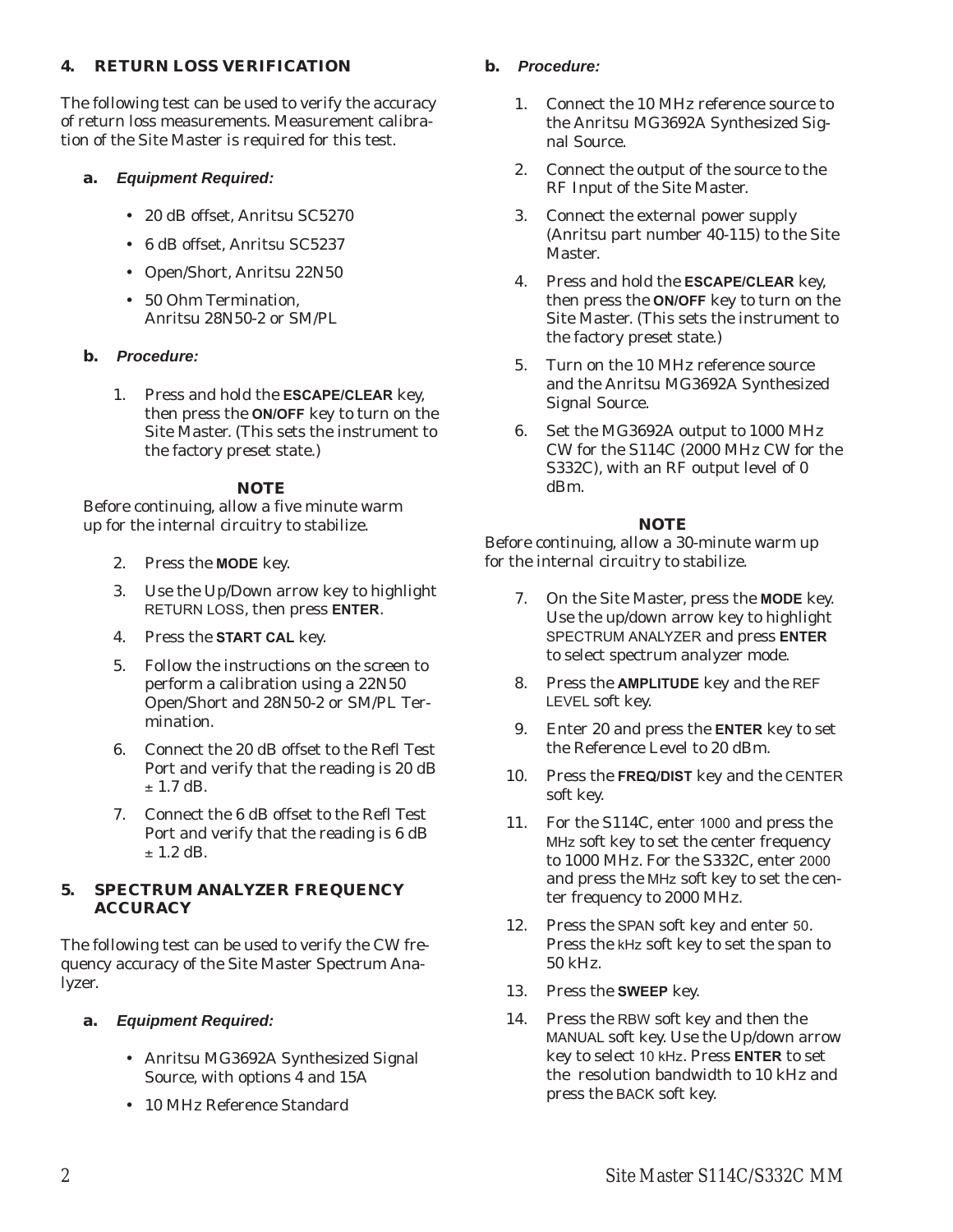## 4. RETURN LOSS VERIFICATION

The following test can be used to verify the accuracy of return loss measurements. Measurement calibration of the Site Master is required for this test.

### a. *Equipment Required:*

- 20 dB offset, Anritsu SC5270
- 6 dB offset, Anritsu SC5237
- Open/Short, Anritsu 22N50
- 50 Ohm Termination, Anritsu 28N50-2 or SM/PL

### b. *Procedure:*

1. Press and hold the **ESCAPE/CLEAR** key, then press the **ON/OFF** key to turn on the Site Master. (This sets the instrument to the factory preset state.)

**NOTE**
Before continuing, allow a five minute warm up for the internal circuitry to stabilize.

2. Press the **MODE** key.
3. Use the Up/Down arrow key to highlight RETURN LOSS, then press **ENTER**.
4. Press the **START CAL** key.
5. Follow the instructions on the screen to perform a calibration using a 22N50 Open/Short and 28N50-2 or SM/PL Termination.
6. Connect the 20 dB offset to the Refl Test Port and verify that the reading is 20 dB ± 1.7 dB.
7. Connect the 6 dB offset to the Refl Test Port and verify that the reading is 6 dB ± 1.2 dB.

## 5. SPECTRUM ANALYZER FREQUENCY ACCURACY

The following test can be used to verify the CW frequency accuracy of the Site Master Spectrum Analyzer.

### a. *Equipment Required:*

- Anritsu MG3692A Synthesized Signal Source, with options 4 and 15A
- 10 MHz Reference Standard

### b. *Procedure:*

1. Connect the 10 MHz reference source to the Anritsu MG3692A Synthesized Signal Source.
2. Connect the output of the source to the RF Input of the Site Master.
3. Connect the external power supply (Anritsu part number 40-115) to the Site Master.
4. Press and hold the **ESCAPE/CLEAR** key, then press the **ON/OFF** key to turn on the Site Master. (This sets the instrument to the factory preset state.)
5. Turn on the 10 MHz reference source and the Anritsu MG3692A Synthesized Signal Source.
6. Set the MG3692A output to 1000 MHz CW for the S114C (2000 MHz CW for the S332C), with an RF output level of 0 dBm.

**NOTE**
Before continuing, allow a 30-minute warm up for the internal circuitry to stabilize.

7. On the Site Master, press the **MODE** key. Use the up/down arrow key to highlight SPECTRUM ANALYZER and press **ENTER** to select spectrum analyzer mode.
8. Press the **AMPLITUDE** key and the REF LEVEL soft key.
9. Enter 20 and press the **ENTER** key to set the Reference Level to 20 dBm.
10. Press the **FREQ/DIST** key and the CENTER soft key.
11. For the S114C, enter 1000 and press the MHz soft key to set the center frequency to 1000 MHz. For the S332C, enter 2000 and press the MHz soft key to set the center frequency to 2000 MHz.
12. Press the SPAN soft key and enter 50. Press the kHz soft key to set the span to 50 kHz.
13. Press the **SWEEP** key.
14. Press the RBW soft key and then the MANUAL soft key. Use the Up/down arrow key to select 10 kHz. Press **ENTER** to set the resolution bandwidth to 10 kHz and press the BACK soft key.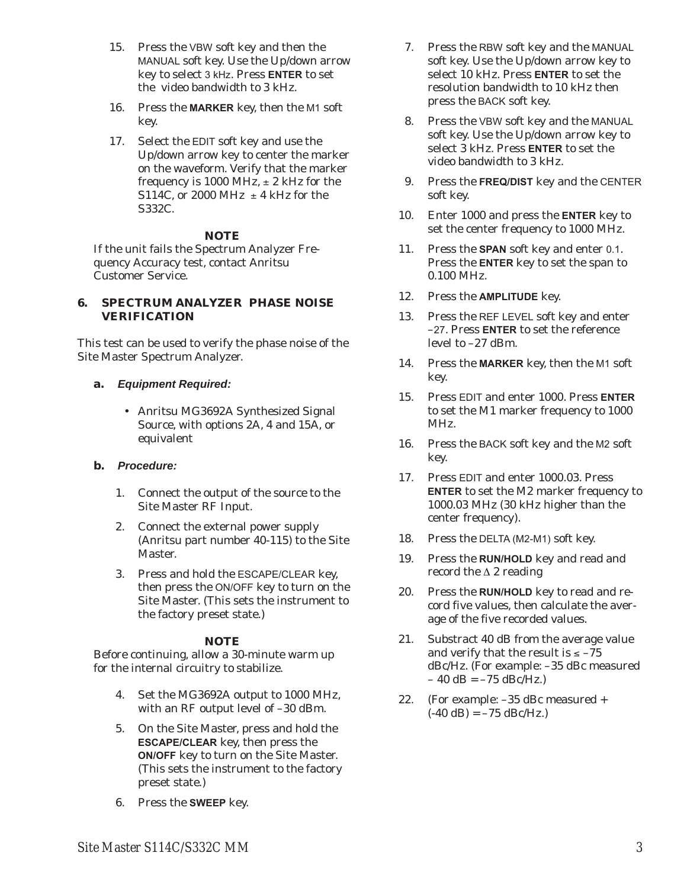15. Press the VBW soft key and then the MANUAL soft key. Use the Up/down arrow key to select 3 kHz. Press **ENTER** to set the video bandwidth to 3 kHz.

16. Press the **MARKER** key, then the M1 soft key.

17. Select the EDIT soft key and use the Up/down arrow key to center the marker on the waveform. Verify that the marker frequency is 1000 MHz, ± 2 kHz for the S114C, or 2000 MHz ± 4 kHz for the S332C.

**NOTE**

If the unit fails the Spectrum Analyzer Frequency Accuracy test, contact Anritsu Customer Service.

## 6. SPECTRUM ANALYZER PHASE NOISE VERIFICATION

This test can be used to verify the phase noise of the Site Master Spectrum Analyzer.

### a. *Equipment Required:*

- Anritsu MG3692A Synthesized Signal Source, with options 2A, 4 and 15A, or equivalent

### b. *Procedure:*

1. Connect the output of the source to the Site Master RF Input.

2. Connect the external power supply (Anritsu part number 40-115) to the Site Master.

3. Press and hold the ESCAPE/CLEAR key, then press the ON/OFF key to turn on the Site Master. (This sets the instrument to the factory preset state.)

**NOTE**

Before continuing, allow a 30-minute warm up for the internal circuitry to stabilize.

4. Set the MG3692A output to 1000 MHz, with an RF output level of –30 dBm.

5. On the Site Master, press and hold the **ESCAPE/CLEAR** key, then press the **ON/OFF** key to turn on the Site Master. (This sets the instrument to the factory preset state.)

6. Press the **SWEEP** key.

7. Press the RBW soft key and the MANUAL soft key. Use the Up/down arrow key to select 10 kHz. Press **ENTER** to set the resolution bandwidth to 10 kHz then press the BACK soft key.

8. Press the VBW soft key and the MANUAL soft key. Use the Up/down arrow key to select 3 kHz. Press **ENTER** to set the video bandwidth to 3 kHz.

9. Press the **FREQ/DIST** key and the CENTER soft key.

10. Enter 1000 and press the **ENTER** key to set the center frequency to 1000 MHz.

11. Press the **SPAN** soft key and enter 0.1. Press the **ENTER** key to set the span to 0.100 MHz.

12. Press the **AMPLITUDE** key.

13. Press the REF LEVEL soft key and enter –27. Press **ENTER** to set the reference level to –27 dBm.

14. Press the **MARKER** key, then the M1 soft key.

15. Press EDIT and enter 1000. Press **ENTER** to set the M1 marker frequency to 1000 MHz.

16. Press the BACK soft key and the M2 soft key.

17. Press EDIT and enter 1000.03. Press **ENTER** to set the M2 marker frequency to 1000.03 MHz (30 kHz higher than the center frequency).

18. Press the DELTA (M2-M1) soft key.

19. Press the **RUN/HOLD** key and read and record the $\Delta$ 2 reading

20. Press the **RUN/HOLD** key to read and record five values, then calculate the average of the five recorded values.

21. Substract 40 dB from the average value and verify that the result is ≤ –75 dBc/Hz. (For example: –35 dBc measured – 40 dB = –75 dBc/Hz.)

22. (For example: –35 dBc measured + (-40 dB) = –75 dBc/Hz.)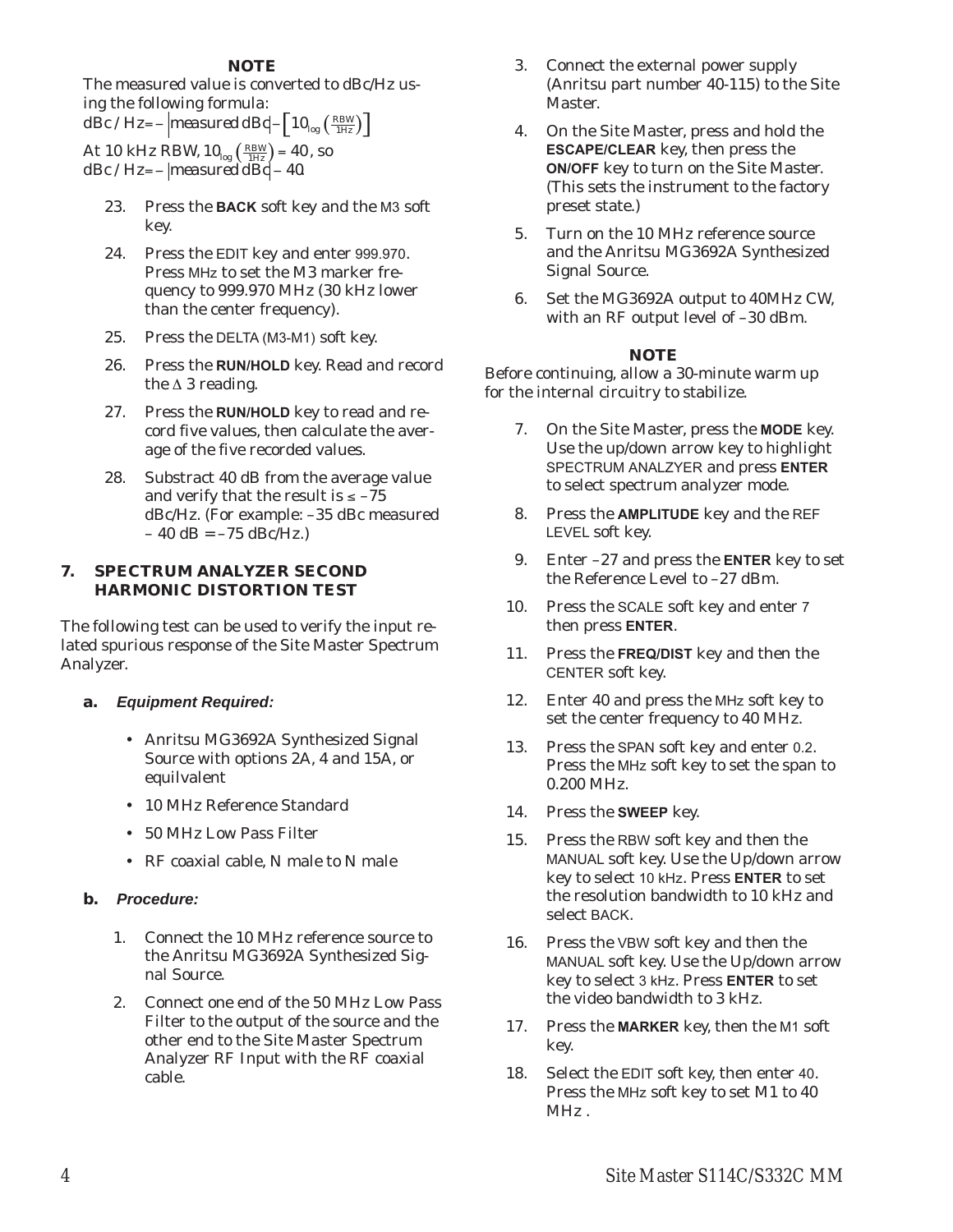**NOTE**

The measured value is converted to dBc/Hz using the following formula:

$dBc/Hz = -|measured\ dBc| - \left[10_{\log}\left(\frac{RBW}{1Hz}\right)\right]$

At 10 kHz RBW, $10_{\log}\left(\frac{RBW}{1Hz}\right) = 40$, so $dBc/Hz = -|measured\ dBc| - 40$.

23. Press the **BACK** soft key and the M3 soft key.
24. Press the EDIT key and enter 999.970. Press MHz to set the M3 marker frequency to 999.970 MHz (30 kHz lower than the center frequency).
25. Press the DELTA (M3-M1) soft key.
26. Press the **RUN/HOLD** key. Read and record the Δ 3 reading.
27. Press the **RUN/HOLD** key to read and record five values, then calculate the average of the five recorded values.
28. Substract 40 dB from the average value and verify that the result is ≤ –75 dBc/Hz. (For example: –35 dBc measured – 40 dB = –75 dBc/Hz.)

## 7. SPECTRUM ANALYZER SECOND HARMONIC DISTORTION TEST

The following test can be used to verify the input related spurious response of the Site Master Spectrum Analyzer.

### a. *Equipment Required:*

- Anritsu MG3692A Synthesized Signal Source with options 2A, 4 and 15A, or equilvalent
- 10 MHz Reference Standard
- 50 MHz Low Pass Filter
- RF coaxial cable, N male to N male

### b. *Procedure:*

1. Connect the 10 MHz reference source to the Anritsu MG3692A Synthesized Signal Source.
2. Connect one end of the 50 MHz Low Pass Filter to the output of the source and the other end to the Site Master Spectrum Analyzer RF Input with the RF coaxial cable.
3. Connect the external power supply (Anritsu part number 40-115) to the Site Master.
4. On the Site Master, press and hold the **ESCAPE/CLEAR** key, then press the **ON/OFF** key to turn on the Site Master. (This sets the instrument to the factory preset state.)
5. Turn on the 10 MHz reference source and the Anritsu MG3692A Synthesized Signal Source.
6. Set the MG3692A output to 40MHz CW, with an RF output level of –30 dBm.

**NOTE**

Before continuing, allow a 30-minute warm up for the internal circuitry to stabilize.

7. On the Site Master, press the **MODE** key. Use the up/down arrow key to highlight SPECTRUM ANALZYER and press **ENTER** to select spectrum analyzer mode.
8. Press the **AMPLITUDE** key and the REF LEVEL soft key.
9. Enter –27 and press the **ENTER** key to set the Reference Level to –27 dBm.
10. Press the SCALE soft key and enter 7 then press **ENTER**.
11. Press the **FREQ/DIST** key and then the CENTER soft key.
12. Enter 40 and press the MHz soft key to set the center frequency to 40 MHz.
13. Press the SPAN soft key and enter 0.2. Press the MHz soft key to set the span to 0.200 MHz.
14. Press the **SWEEP** key.
15. Press the RBW soft key and then the MANUAL soft key. Use the Up/down arrow key to select 10 kHz. Press **ENTER** to set the resolution bandwidth to 10 kHz and select BACK.
16. Press the VBW soft key and then the MANUAL soft key. Use the Up/down arrow key to select 3 kHz. Press **ENTER** to set the video bandwidth to 3 kHz.
17. Press the **MARKER** key, then the M1 soft key.
18. Select the EDIT soft key, then enter 40. Press the MHz soft key to set M1 to 40 MHz .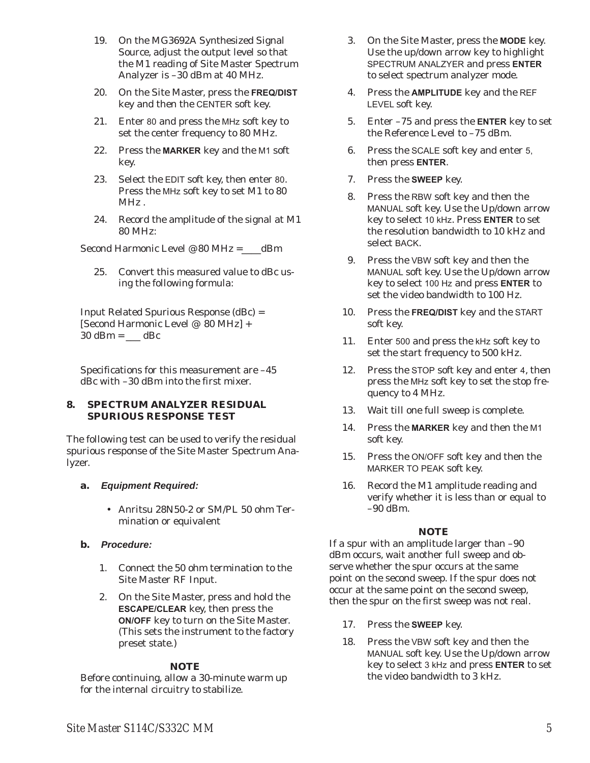19. On the MG3692A Synthesized Signal Source, adjust the output level so that the M1 reading of Site Master Spectrum Analyzer is –30 dBm at 40 MHz.

20. On the Site Master, press the **FREQ/DIST** key and then the CENTER soft key.

21. Enter 80 and press the MHz soft key to set the center frequency to 80 MHz.

22. Press the **MARKER** key and the M1 soft key.

23. Select the EDIT soft key, then enter 80. Press the MHz soft key to set M1 to 80 MHz .

24. Record the amplitude of the signal at M1 80 MHz:

Second Harmonic Level @ 80 MHz =\_\_\_\_dBm

25. Convert this measured value to dBc using the following formula:

Input Related Spurious Response (dBc) = [Second Harmonic Level @ 80 MHz] + 30 dBm = \_\_\_ dBc

Specifications for this measurement are –45 dBc with –30 dBm into the first mixer.

## 8. SPECTRUM ANALYZER RESIDUAL SPURIOUS RESPONSE TEST

The following test can be used to verify the residual spurious response of the Site Master Spectrum Analyzer.

### a. *Equipment Required:*

- Anritsu 28N50-2 or SM/PL 50 ohm Termination or equivalent

### b. *Procedure:*

1. Connect the 50 ohm termination to the Site Master RF Input.

2. On the Site Master, press and hold the **ESCAPE/CLEAR** key, then press the **ON/OFF** key to turn on the Site Master. (This sets the instrument to the factory preset state.)

**NOTE**

Before continuing, allow a 30-minute warm up for the internal circuitry to stabilize.

3. On the Site Master, press the **MODE** key. Use the up/down arrow key to highlight SPECTRUM ANALZYER and press **ENTER** to select spectrum analyzer mode.

4. Press the **AMPLITUDE** key and the REF LEVEL soft key.

5. Enter –75 and press the **ENTER** key to set the Reference Level to –75 dBm.

6. Press the SCALE soft key and enter 5, then press **ENTER**.

7. Press the **SWEEP** key.

8. Press the RBW soft key and then the MANUAL soft key. Use the Up/down arrow key to select 10 kHz. Press **ENTER** to set the resolution bandwidth to 10 kHz and select BACK.

9. Press the VBW soft key and then the MANUAL soft key. Use the Up/down arrow key to select 100 Hz and press **ENTER** to set the video bandwidth to 100 Hz.

10. Press the **FREQ/DIST** key and the START soft key.

11. Enter 500 and press the kHz soft key to set the start frequency to 500 kHz.

12. Press the STOP soft key and enter 4, then press the MHz soft key to set the stop frequency to 4 MHz.

13. Wait till one full sweep is complete.

14. Press the **MARKER** key and then the M1 soft key.

15. Press the ON/OFF soft key and then the MARKER TO PEAK soft key.

16. Record the M1 amplitude reading and verify whether it is less than or equal to –90 dBm.

**NOTE**

If a spur with an amplitude larger than –90 dBm occurs, wait another full sweep and observe whether the spur occurs at the same point on the second sweep. If the spur does not occur at the same point on the second sweep, then the spur on the first sweep was not real.

17. Press the **SWEEP** key.

18. Press the VBW soft key and then the MANUAL soft key. Use the Up/down arrow key to select 3 kHz and press **ENTER** to set the video bandwidth to 3 kHz.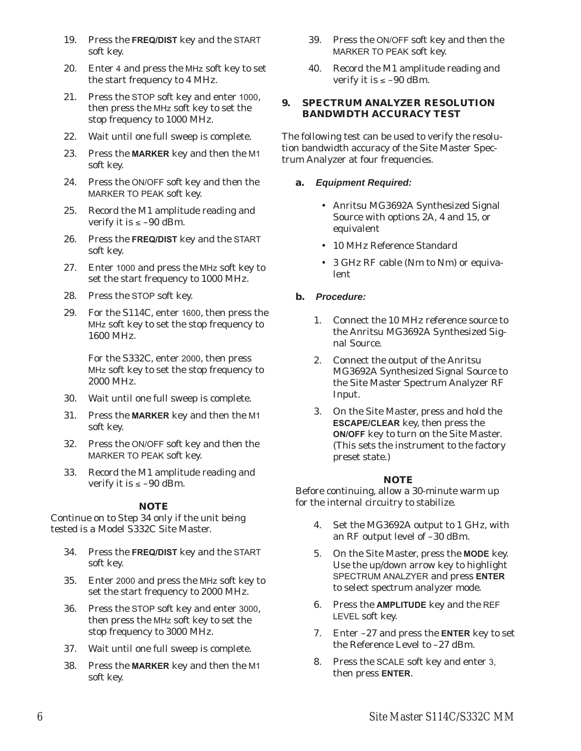19. Press the **FREQ/DIST** key and the START soft key.

20. Enter 4 and press the MHz soft key to set the start frequency to 4 MHz.

21. Press the STOP soft key and enter 1000, then press the MHz soft key to set the stop frequency to 1000 MHz.

22. Wait until one full sweep is complete.

23. Press the **MARKER** key and then the M1 soft key.

24. Press the ON/OFF soft key and then the MARKER TO PEAK soft key.

25. Record the M1 amplitude reading and verify it is ≤ –90 dBm.

26. Press the **FREQ/DIST** key and the START soft key.

27. Enter 1000 and press the MHz soft key to set the start frequency to 1000 MHz.

28. Press the STOP soft key.

29. For the S114C, enter 1600, then press the MHz soft key to set the stop frequency to 1600 MHz.

    For the S332C, enter 2000, then press MHz soft key to set the stop frequency to 2000 MHz.

30. Wait until one full sweep is complete.

31. Press the **MARKER** key and then the M1 soft key.

32. Press the ON/OFF soft key and then the MARKER TO PEAK soft key.

33. Record the M1 amplitude reading and verify it is ≤ –90 dBm.

**NOTE**

Continue on to Step 34 only if the unit being tested is a Model S332C Site Master.

34. Press the **FREQ/DIST** key and the START soft key.

35. Enter 2000 and press the MHz soft key to set the start frequency to 2000 MHz.

36. Press the STOP soft key and enter 3000, then press the MHz soft key to set the stop frequency to 3000 MHz.

37. Wait until one full sweep is complete.

38. Press the **MARKER** key and then the M1 soft key.

39. Press the ON/OFF soft key and then the MARKER TO PEAK soft key.

40. Record the M1 amplitude reading and verify it is ≤ –90 dBm.

## 9. SPECTRUM ANALYZER RESOLUTION BANDWIDTH ACCURACY TEST

The following test can be used to verify the resolution bandwidth accuracy of the Site Master Spectrum Analyzer at four frequencies.

### a. *Equipment Required:*

- Anritsu MG3692A Synthesized Signal Source with options 2A, 4 and 15, or equivalent
- 10 MHz Reference Standard
- 3 GHz RF cable (Nm to Nm) or equivalent

### b. *Procedure:*

1. Connect the 10 MHz reference source to the Anritsu MG3692A Synthesized Signal Source.

2. Connect the output of the Anritsu MG3692A Synthesized Signal Source to the Site Master Spectrum Analyzer RF Input.

3. On the Site Master, press and hold the **ESCAPE/CLEAR** key, then press the **ON/OFF** key to turn on the Site Master. (This sets the instrument to the factory preset state.)

**NOTE**

Before continuing, allow a 30-minute warm up for the internal circuitry to stabilize.

4. Set the MG3692A output to 1 GHz, with an RF output level of –30 dBm.

5. On the Site Master, press the **MODE** key. Use the up/down arrow key to highlight SPECTRUM ANALZYER and press **ENTER** to select spectrum analyzer mode.

6. Press the **AMPLITUDE** key and the REF LEVEL soft key.

7. Enter –27 and press the **ENTER** key to set the Reference Level to –27 dBm.

8. Press the SCALE soft key and enter 3, then press **ENTER**.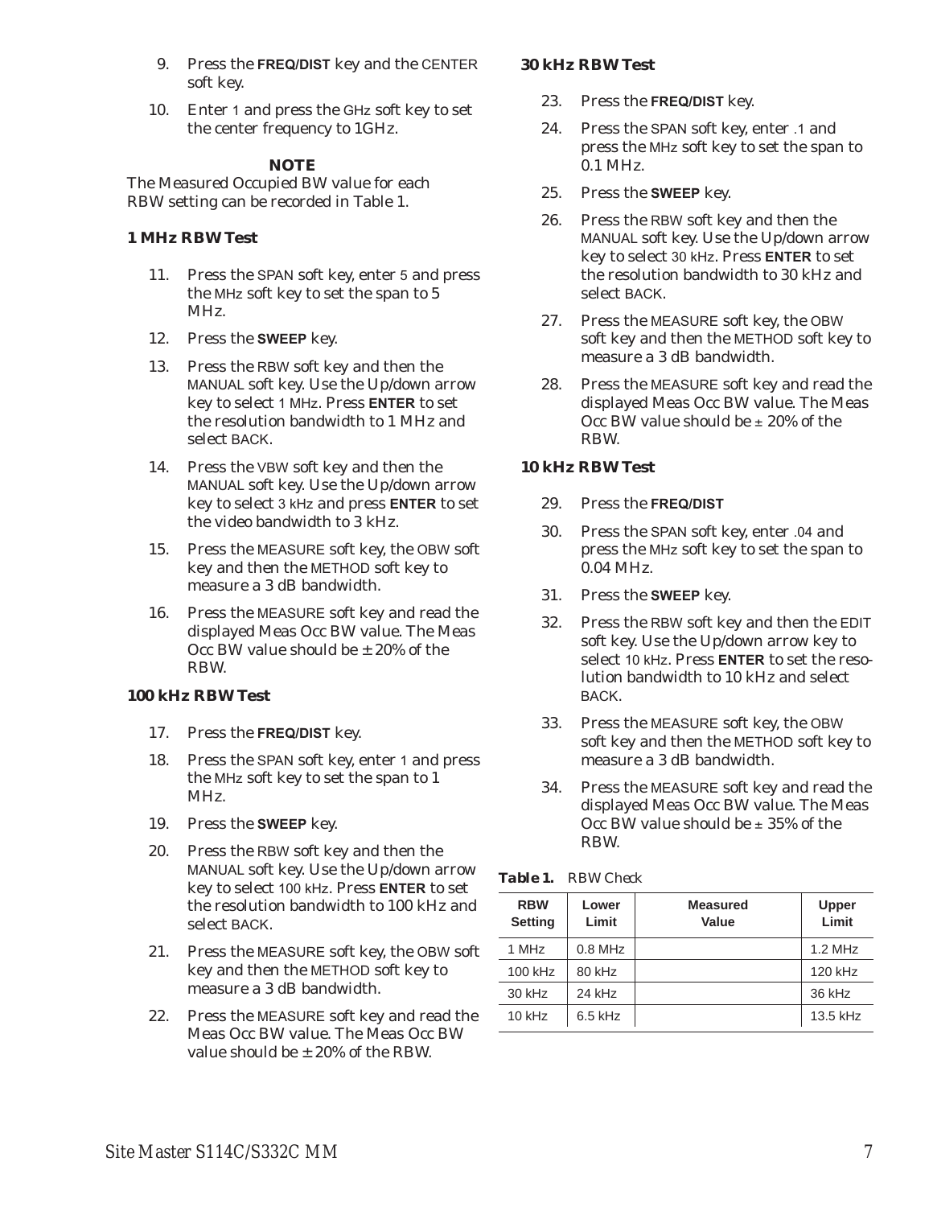9. Press the **FREQ/DIST** key and the CENTER soft key.

10. Enter 1 and press the GHz soft key to set the center frequency to 1GHz.

**NOTE**

The Measured Occupied BW value for each RBW setting can be recorded in Table 1.

### 1 MHz RBW Test

11. Press the SPAN soft key, enter 5 and press the MHz soft key to set the span to 5 MHz.

12. Press the **SWEEP** key.

13. Press the RBW soft key and then the MANUAL soft key. Use the Up/down arrow key to select 1 MHz. Press **ENTER** to set the resolution bandwidth to 1 MHz and select BACK.

14. Press the VBW soft key and then the MANUAL soft key. Use the Up/down arrow key to select 3 kHz and press **ENTER** to set the video bandwidth to 3 kHz.

15. Press the MEASURE soft key, the OBW soft key and then the METHOD soft key to measure a 3 dB bandwidth.

16. Press the MEASURE soft key and read the displayed Meas Occ BW value. The Meas Occ BW value should be ± 20% of the RBW.

### 100 kHz RBW Test

17. Press the **FREQ/DIST** key.

18. Press the SPAN soft key, enter 1 and press the MHz soft key to set the span to 1 MHz.

19. Press the **SWEEP** key.

20. Press the RBW soft key and then the MANUAL soft key. Use the Up/down arrow key to select 100 kHz. Press **ENTER** to set the resolution bandwidth to 100 kHz and select BACK.

21. Press the MEASURE soft key, the OBW soft key and then the METHOD soft key to measure a 3 dB bandwidth.

22. Press the MEASURE soft key and read the Meas Occ BW value. The Meas Occ BW value should be ± 20% of the RBW.

### 30 kHz RBW Test

23. Press the **FREQ/DIST** key.

24. Press the SPAN soft key, enter .1 and press the MHz soft key to set the span to 0.1 MHz.

25. Press the **SWEEP** key.

26. Press the RBW soft key and then the MANUAL soft key. Use the Up/down arrow key to select 30 kHz. Press **ENTER** to set the resolution bandwidth to 30 kHz and select BACK.

27. Press the MEASURE soft key, the OBW soft key and then the METHOD soft key to measure a 3 dB bandwidth.

28. Press the MEASURE soft key and read the displayed Meas Occ BW value. The Meas Occ BW value should be ± 20% of the RBW.

### 10 kHz RBW Test

29. Press the **FREQ/DIST**

30. Press the SPAN soft key, enter .04 and press the MHz soft key to set the span to 0.04 MHz.

31. Press the **SWEEP** key.

32. Press the RBW soft key and then the EDIT soft key. Use the Up/down arrow key to select 10 kHz. Press **ENTER** to set the resolution bandwidth to 10 kHz and select BACK.

33. Press the MEASURE soft key, the OBW soft key and then the METHOD soft key to measure a 3 dB bandwidth.

34. Press the MEASURE soft key and read the displayed Meas Occ BW value. The Meas Occ BW value should be ± 35% of the RBW.

***Table 1.*** *RBW Check*

| RBW Setting | Lower Limit | Measured Value | Upper Limit |
|---|---|---|---|
| 1 MHz | 0.8 MHz | | 1.2 MHz |
| 100 kHz | 80 kHz | | 120 kHz |
| 30 kHz | 24 kHz | | 36 kHz |
| 10 kHz | 6.5 kHz | | 13.5 kHz |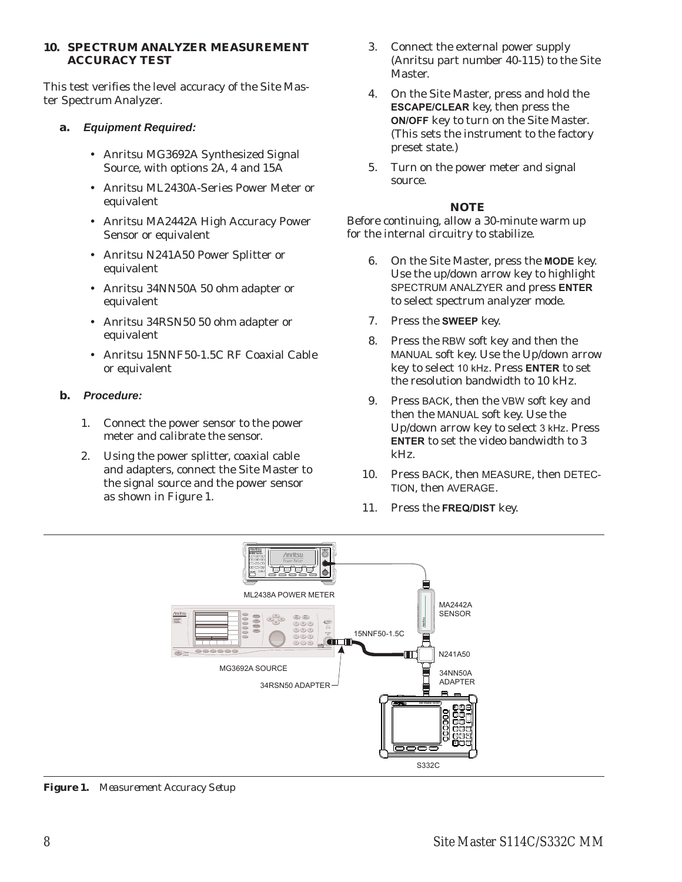## 10. SPECTRUM ANALYZER MEASUREMENT ACCURACY TEST

This test verifies the level accuracy of the Site Master Spectrum Analyzer.

### a. *Equipment Required:*

- Anritsu MG3692A Synthesized Signal Source, with options 2A, 4 and 15A
- Anritsu ML2430A-Series Power Meter or equivalent
- Anritsu MA2442A High Accuracy Power Sensor or equivalent
- Anritsu N241A50 Power Splitter or equivalent
- Anritsu 34NN50A 50 ohm adapter or equivalent
- Anritsu 34RSN50 50 ohm adapter or equivalent
- Anritsu 15NNF50-1.5C RF Coaxial Cable or equivalent

### b. *Procedure:*

1. Connect the power sensor to the power meter and calibrate the sensor.
2. Using the power splitter, coaxial cable and adapters, connect the Site Master to the signal source and the power sensor as shown in Figure 1.
3. Connect the external power supply (Anritsu part number 40-115) to the Site Master.
4. On the Site Master, press and hold the **ESCAPE/CLEAR** key, then press the **ON/OFF** key to turn on the Site Master. (This sets the instrument to the factory preset state.)
5. Turn on the power meter and signal source.

**NOTE**

Before continuing, allow a 30-minute warm up for the internal circuitry to stabilize.

6. On the Site Master, press the **MODE** key. Use the up/down arrow key to highlight SPECTRUM ANALZYER and press **ENTER** to select spectrum analyzer mode.
7. Press the **SWEEP** key.
8. Press the RBW soft key and then the MANUAL soft key. Use the Up/down arrow key to select 10 kHz. Press **ENTER** to set the resolution bandwidth to 10 kHz.
9. Press BACK, then the VBW soft key and then the MANUAL soft key. Use the Up/down arrow key to select 3 kHz. Press **ENTER** to set the video bandwidth to 3 kHz.
10. Press BACK, then MEASURE, then DETECTION, then AVERAGE.
11. Press the **FREQ/DIST** key.

ML2438A POWER METER

MA2442A SENSOR

15NNF50-1.5C

N241A50

MG3692A SOURCE

34NN50A ADAPTER

34RSN50 ADAPTER

S332C

***Figure 1.*** *Measurement Accuracy Setup*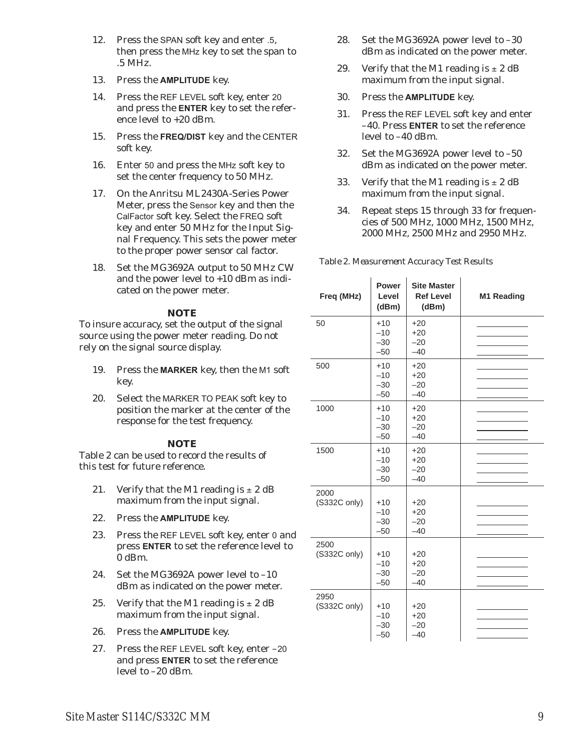12. Press the SPAN soft key and enter .5, then press the MHz key to set the span to .5 MHz.

13. Press the **AMPLITUDE** key.

14. Press the REF LEVEL soft key, enter 20 and press the **ENTER** key to set the reference level to +20 dBm.

15. Press the **FREQ/DIST** key and the CENTER soft key.

16. Enter 50 and press the MHz soft key to set the center frequency to 50 MHz.

17. On the Anritsu ML2430A-Series Power Meter, press the Sensor key and then the CalFactor soft key. Select the FREQ soft key and enter 50 MHz for the Input Signal Frequency. This sets the power meter to the proper power sensor cal factor.

18. Set the MG3692A output to 50 MHz CW and the power level to +10 dBm as indicated on the power meter.

**NOTE**

To insure accuracy, set the output of the signal source using the power meter reading. Do not rely on the signal source display.

19. Press the **MARKER** key, then the M1 soft key.

20. Select the MARKER TO PEAK soft key to position the marker at the center of the response for the test frequency.

**NOTE**

Table 2 can be used to record the results of this test for future reference.

21. Verify that the M1 reading is ± 2 dB maximum from the input signal.

22. Press the **AMPLITUDE** key.

23. Press the REF LEVEL soft key, enter 0 and press **ENTER** to set the reference level to 0 dBm.

24. Set the MG3692A power level to –10 dBm as indicated on the power meter.

25. Verify that the M1 reading is ± 2 dB maximum from the input signal.

26. Press the **AMPLITUDE** key.

27. Press the REF LEVEL soft key, enter –20 and press **ENTER** to set the reference level to –20 dBm.

28. Set the MG3692A power level to –30 dBm as indicated on the power meter.

29. Verify that the M1 reading is ± 2 dB maximum from the input signal.

30. Press the **AMPLITUDE** key.

31. Press the REF LEVEL soft key and enter –40. Press **ENTER** to set the reference level to –40 dBm.

32. Set the MG3692A power level to –50 dBm as indicated on the power meter.

33. Verify that the M1 reading is ± 2 dB maximum from the input signal.

34. Repeat steps 15 through 33 for frequencies of 500 MHz, 1000 MHz, 1500 MHz, 2000 MHz, 2500 MHz and 2950 MHz.

*Table 2. Measurement Accuracy Test Results*

| Freq (MHz) | Power Level (dBm) | Site Master Ref Level (dBm) | M1 Reading |
|---|---|---|---|
| 50 | +10 | +20 | ________ |
| | –10 | +20 | ________ |
| | –30 | –20 | ________ |
| | –50 | –40 | ________ |
| 500 | +10 | +20 | ________ |
| | –10 | +20 | ________ |
| | –30 | –20 | ________ |
| | –50 | –40 | ________ |
| 1000 | +10 | +20 | ________ |
| | –10 | +20 | ________ |
| | –30 | –20 | ________ |
| | –50 | –40 | ________ |
| 1500 | +10 | +20 | ________ |
| | –10 | +20 | ________ |
| | –30 | –20 | ________ |
| | –50 | –40 | ________ |
| 2000 (S332C only) | +10 | +20 | ________ |
| | –10 | +20 | ________ |
| | –30 | –20 | ________ |
| | –50 | –40 | ________ |
| 2500 (S332C only) | +10 | +20 | ________ |
| | –10 | +20 | ________ |
| | –30 | –20 | ________ |
| | –50 | –40 | ________ |
| 2950 (S332C only) | +10 | +20 | ________ |
| | –10 | +20 | ________ |
| | –30 | –20 | ________ |
| | –50 | –40 | ________ |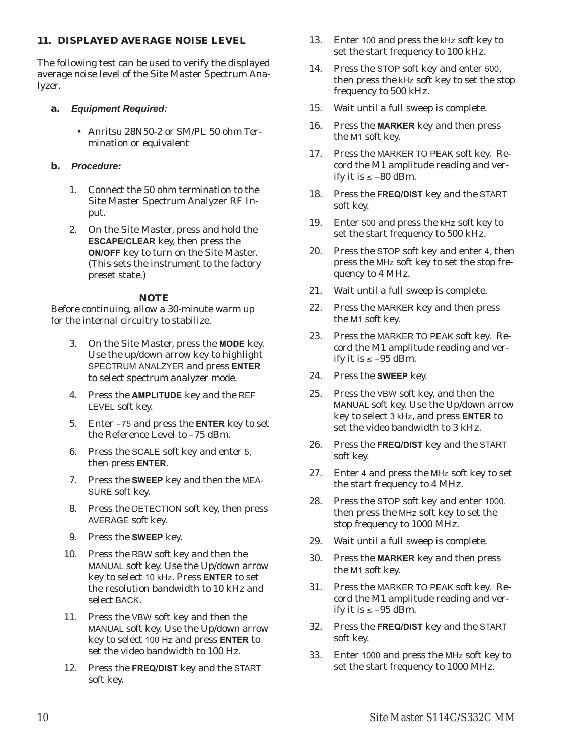## 11. DISPLAYED AVERAGE NOISE LEVEL

The following test can be used to verify the displayed average noise level of the Site Master Spectrum Analyzer.

### a. *Equipment Required:*

- Anritsu 28N50-2 or SM/PL 50 ohm Termination or equivalent

### b. *Procedure:*

1. Connect the 50 ohm termination to the Site Master Spectrum Analyzer RF Input.
2. On the Site Master, press and hold the **ESCAPE/CLEAR** key, then press the **ON/OFF** key to turn on the Site Master. (This sets the instrument to the factory preset state.)

**NOTE**

Before continuing, allow a 30-minute warm up for the internal circuitry to stabilize.

3. On the Site Master, press the **MODE** key. Use the up/down arrow key to highlight SPECTRUM ANALZYER and press **ENTER** to select spectrum analyzer mode.
4. Press the **AMPLITUDE** key and the REF LEVEL soft key.
5. Enter –75 and press the **ENTER** key to set the Reference Level to –75 dBm.
6. Press the SCALE soft key and enter 5, then press **ENTER**.
7. Press the **SWEEP** key and then the MEASURE soft key.
8. Press the DETECTION soft key, then press AVERAGE soft key.
9. Press the **SWEEP** key.
10. Press the RBW soft key and then the MANUAL soft key. Use the Up/down arrow key to select 10 kHz. Press **ENTER** to set the resolution bandwidth to 10 kHz and select BACK.
11. Press the VBW soft key and then the MANUAL soft key. Use the Up/down arrow key to select 100 Hz and press **ENTER** to set the video bandwidth to 100 Hz.
12. Press the **FREQ/DIST** key and the START soft key.
13. Enter 100 and press the kHz soft key to set the start frequency to 100 kHz.
14. Press the STOP soft key and enter 500, then press the kHz soft key to set the stop frequency to 500 kHz.
15. Wait until a full sweep is complete.
16. Press the **MARKER** key and then press the M1 soft key.
17. Press the MARKER TO PEAK soft key. Record the M1 amplitude reading and verify it is ≤ –80 dBm.
18. Press the **FREQ/DIST** key and the START soft key.
19. Enter 500 and press the kHz soft key to set the start frequency to 500 kHz.
20. Press the STOP soft key and enter 4, then press the MHz soft key to set the stop frequency to 4 MHz.
21. Wait until a full sweep is complete.
22. Press the MARKER key and then press the M1 soft key.
23. Press the MARKER TO PEAK soft key. Record the M1 amplitude reading and verify it is ≤ –95 dBm.
24. Press the **SWEEP** key.
25. Press the VBW soft key, and then the MANUAL soft key. Use the Up/down arrow key to select 3 kHz, and press **ENTER** to set the video bandwidth to 3 kHz.
26. Press the **FREQ/DIST** key and the START soft key.
27. Enter 4 and press the MHz soft key to set the start frequency to 4 MHz.
28. Press the STOP soft key and enter 1000, then press the MHz soft key to set the stop frequency to 1000 MHz.
29. Wait until a full sweep is complete.
30. Press the **MARKER** key and then press the M1 soft key.
31. Press the MARKER TO PEAK soft key. Record the M1 amplitude reading and verify it is ≤ –95 dBm.
32. Press the **FREQ/DIST** key and the START soft key.
33. Enter 1000 and press the MHz soft key to set the start frequency to 1000 MHz.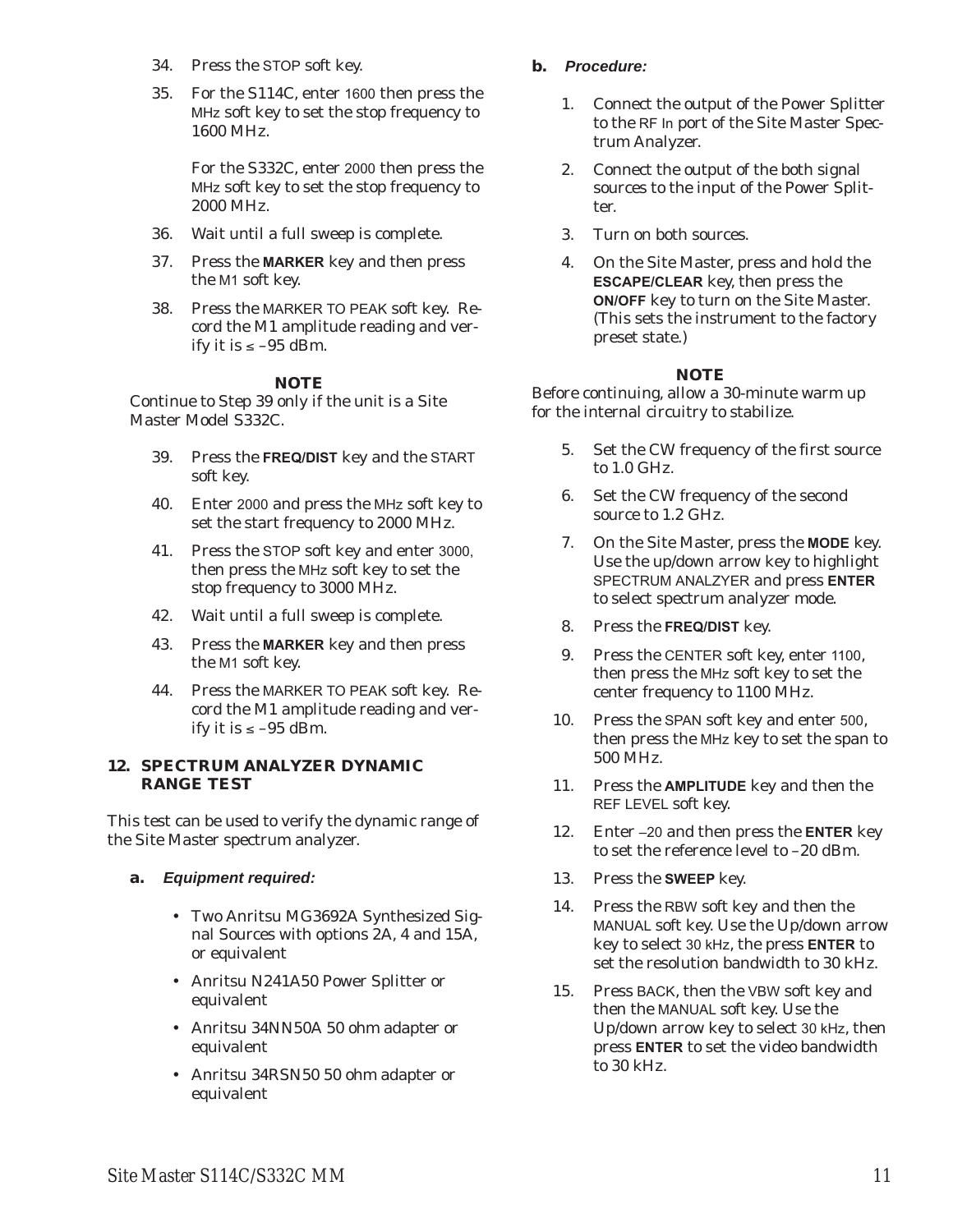34. Press the STOP soft key.

35. For the S114C, enter 1600 then press the MHz soft key to set the stop frequency to 1600 MHz.

    For the S332C, enter 2000 then press the MHz soft key to set the stop frequency to 2000 MHz.

36. Wait until a full sweep is complete.

37. Press the **MARKER** key and then press the M1 soft key.

38. Press the MARKER TO PEAK soft key. Record the M1 amplitude reading and verify it is ≤ –95 dBm.

**NOTE**

Continue to Step 39 only if the unit is a Site Master Model S332C.

39. Press the **FREQ/DIST** key and the START soft key.

40. Enter 2000 and press the MHz soft key to set the start frequency to 2000 MHz.

41. Press the STOP soft key and enter 3000, then press the MHz soft key to set the stop frequency to 3000 MHz.

42. Wait until a full sweep is complete.

43. Press the **MARKER** key and then press the M1 soft key.

44. Press the MARKER TO PEAK soft key. Record the M1 amplitude reading and verify it is ≤ –95 dBm.

## 12. SPECTRUM ANALYZER DYNAMIC RANGE TEST

This test can be used to verify the dynamic range of the Site Master spectrum analyzer.

### a. *Equipment required:*

- Two Anritsu MG3692A Synthesized Signal Sources with options 2A, 4 and 15A, or equivalent
- Anritsu N241A50 Power Splitter or equivalent
- Anritsu 34NN50A 50 ohm adapter or equivalent
- Anritsu 34RSN50 50 ohm adapter or equivalent

### b. *Procedure:*

1. Connect the output of the Power Splitter to the RF In port of the Site Master Spectrum Analyzer.

2. Connect the output of the both signal sources to the input of the Power Splitter.

3. Turn on both sources.

4. On the Site Master, press and hold the **ESCAPE/CLEAR** key, then press the **ON/OFF** key to turn on the Site Master. (This sets the instrument to the factory preset state.)

**NOTE**

Before continuing, allow a 30-minute warm up for the internal circuitry to stabilize.

5. Set the CW frequency of the first source to 1.0 GHz.

6. Set the CW frequency of the second source to 1.2 GHz.

7. On the Site Master, press the **MODE** key. Use the up/down arrow key to highlight SPECTRUM ANALZYER and press **ENTER** to select spectrum analyzer mode.

8. Press the **FREQ/DIST** key.

9. Press the CENTER soft key, enter 1100, then press the MHz soft key to set the center frequency to 1100 MHz.

10. Press the SPAN soft key and enter 500, then press the MHz key to set the span to 500 MHz.

11. Press the **AMPLITUDE** key and then the REF LEVEL soft key.

12. Enter –20 and then press the **ENTER** key to set the reference level to –20 dBm.

13. Press the **SWEEP** key.

14. Press the RBW soft key and then the MANUAL soft key. Use the Up/down arrow key to select 30 kHz, the press **ENTER** to set the resolution bandwidth to 30 kHz.

15. Press BACK, then the VBW soft key and then the MANUAL soft key. Use the Up/down arrow key to select 30 kHz, then press **ENTER** to set the video bandwidth to 30 kHz.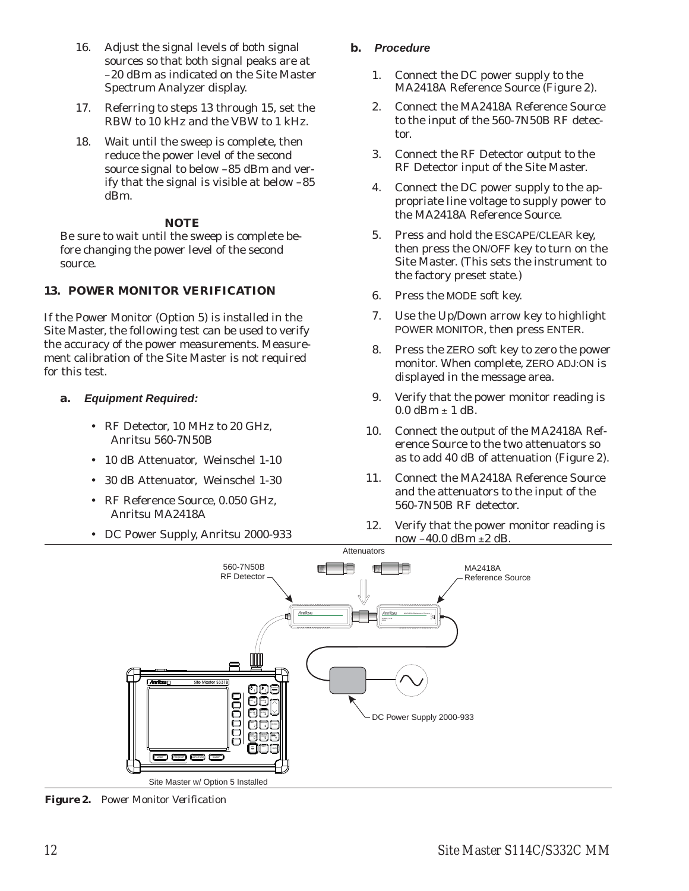16. Adjust the signal levels of both signal sources so that both signal peaks are at –20 dBm as indicated on the Site Master Spectrum Analyzer display.

17. Referring to steps 13 through 15, set the RBW to 10 kHz and the VBW to 1 kHz.

18. Wait until the sweep is complete, then reduce the power level of the second source signal to below –85 dBm and verify that the signal is visible at below –85 dBm.

**NOTE**

Be sure to wait until the sweep is complete before changing the power level of the second source.

## 13. POWER MONITOR VERIFICATION

If the Power Monitor (Option 5) is installed in the Site Master, the following test can be used to verify the accuracy of the power measurements. Measurement calibration of the Site Master is not required for this test.

### a. *Equipment Required:*

- RF Detector, 10 MHz to 20 GHz, Anritsu 560-7N50B
- 10 dB Attenuator, Weinschel 1-10
- 30 dB Attenuator, Weinschel 1-30
- RF Reference Source, 0.050 GHz, Anritsu MA2418A
- DC Power Supply, Anritsu 2000-933

### b. *Procedure*

1. Connect the DC power supply to the MA2418A Reference Source (Figure 2).
2. Connect the MA2418A Reference Source to the input of the 560-7N50B RF detector.
3. Connect the RF Detector output to the RF Detector input of the Site Master.
4. Connect the DC power supply to the appropriate line voltage to supply power to the MA2418A Reference Source.
5. Press and hold the ESCAPE/CLEAR key, then press the ON/OFF key to turn on the Site Master. (This sets the instrument to the factory preset state.)
6. Press the MODE soft key.
7. Use the Up/Down arrow key to highlight POWER MONITOR, then press ENTER.
8. Press the ZERO soft key to zero the power monitor. When complete, ZERO ADJ:ON is displayed in the message area.
9. Verify that the power monitor reading is 0.0 dBm ± 1 dB.
10. Connect the output of the MA2418A Reference Source to the two attenuators so as to add 40 dB of attenuation (Figure 2).
11. Connect the MA2418A Reference Source and the attenuators to the input of the 560-7N50B RF detector.
12. Verify that the power monitor reading is now –40.0 dBm ±2 dB.

**Figure 2.** *Power Monitor Verification*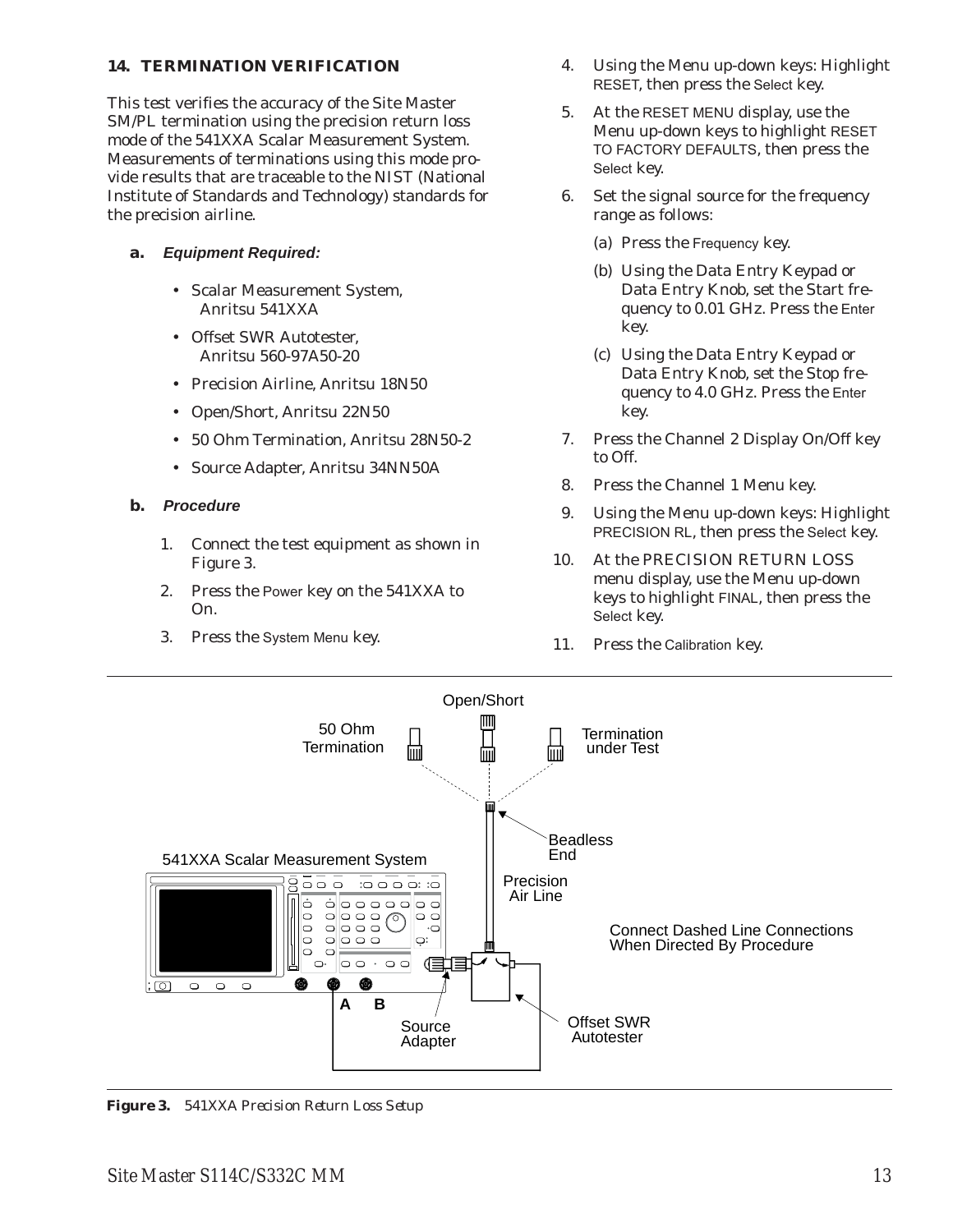## 14. TERMINATION VERIFICATION

This test verifies the accuracy of the Site Master SM/PL termination using the precision return loss mode of the 541XXA Scalar Measurement System. Measurements of terminations using this mode provide results that are traceable to the NIST (National Institute of Standards and Technology) standards for the precision airline.

### a. *Equipment Required:*

- Scalar Measurement System, Anritsu 541XXA
- Offset SWR Autotester, Anritsu 560-97A50-20
- Precision Airline, Anritsu 18N50
- Open/Short, Anritsu 22N50
- 50 Ohm Termination, Anritsu 28N50-2
- Source Adapter, Anritsu 34NN50A

### b. *Procedure*

1. Connect the test equipment as shown in Figure 3.
2. Press the Power key on the 541XXA to On.
3. Press the System Menu key.
4. Using the Menu up-down keys: Highlight RESET, then press the Select key.
5. At the RESET MENU display, use the Menu up-down keys to highlight RESET TO FACTORY DEFAULTS, then press the Select key.
6. Set the signal source for the frequency range as follows:
   (a) Press the Frequency key.
   (b) Using the Data Entry Keypad or Data Entry Knob, set the Start frequency to 0.01 GHz. Press the Enter key.
   (c) Using the Data Entry Keypad or Data Entry Knob, set the Stop frequency to 4.0 GHz. Press the Enter key.
7. Press the Channel 2 Display On/Off key to Off.
8. Press the Channel 1 Menu key.
9. Using the Menu up-down keys: Highlight PRECISION RL, then press the Select key.
10. At the PRECISION RETURN LOSS menu display, use the Menu up-down keys to highlight FINAL, then press the Select key.
11. Press the Calibration key.

**Figure 3.** *541XXA Precision Return Loss Setup*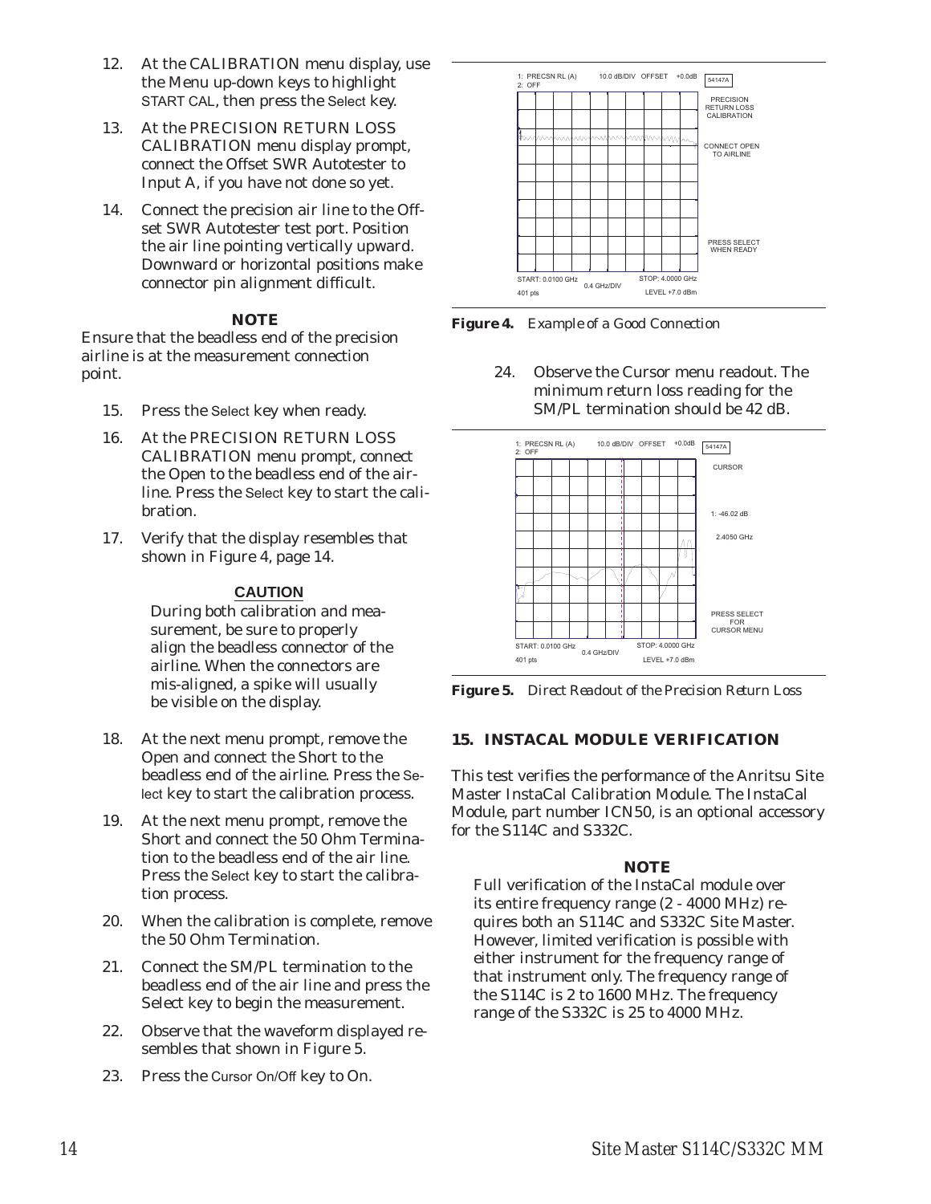12. At the CALIBRATION menu display, use the Menu up-down keys to highlight START CAL, then press the Select key.

13. At the PRECISION RETURN LOSS CALIBRATION menu display prompt, connect the Offset SWR Autotester to Input A, if you have not done so yet.

14. Connect the precision air line to the Offset SWR Autotester test port. Position the air line pointing vertically upward. Downward or horizontal positions make connector pin alignment difficult.

**NOTE**

Ensure that the beadless end of the precision airline is at the measurement connection point.

15. Press the Select key when ready.

16. At the PRECISION RETURN LOSS CALIBRATION menu prompt, connect the Open to the beadless end of the airline. Press the Select key to start the calibration.

17. Verify that the display resembles that shown in Figure 4, page 14.

**CAUTION**

During both calibration and measurement, be sure to properly align the beadless connector of the airline. When the connectors are mis-aligned, a spike will usually be visible on the display.

18. At the next menu prompt, remove the Open and connect the Short to the beadless end of the airline. Press the Select key to start the calibration process.

19. At the next menu prompt, remove the Short and connect the 50 Ohm Termination to the beadless end of the air line. Press the Select key to start the calibration process.

20. When the calibration is complete, remove the 50 Ohm Termination.

21. Connect the SM/PL termination to the beadless end of the air line and press the Select key to begin the measurement.

22. Observe that the waveform displayed resembles that shown in Figure 5.

23. Press the Cursor On/Off key to On.

**Figure 4.** *Example of a Good Connection*

24. Observe the Cursor menu readout. The minimum return loss reading for the SM/PL termination should be 42 dB.

**Figure 5.** *Direct Readout of the Precision Return Loss*

## 15. INSTACAL MODULE VERIFICATION

This test verifies the performance of the Anritsu Site Master InstaCal Calibration Module. The InstaCal Module, part number ICN50, is an optional accessory for the S114C and S332C.

**NOTE**

Full verification of the InstaCal module over its entire frequency range (2 - 4000 MHz) requires both an S114C and S332C Site Master. However, limited verification is possible with either instrument for the frequency range of that instrument only. The frequency range of the S114C is 2 to 1600 MHz. The frequency range of the S332C is 25 to 4000 MHz.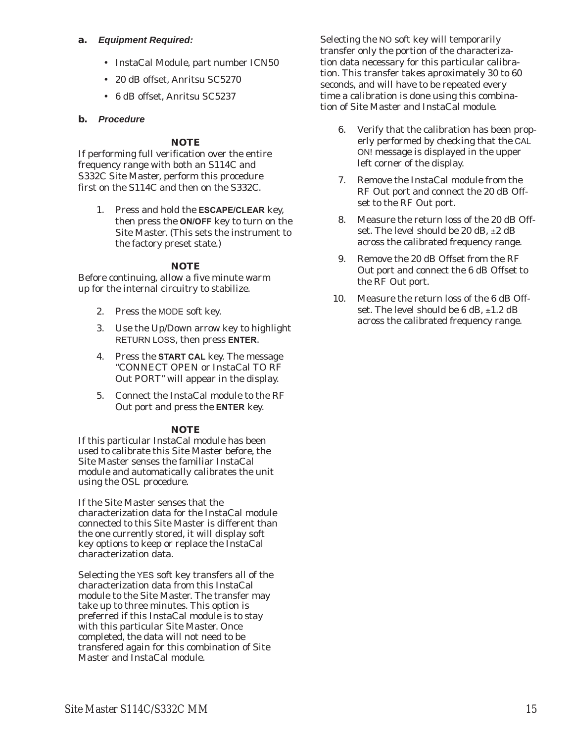**a.** ***Equipment Required:***

- InstaCal Module, part number ICN50
- 20 dB offset, Anritsu SC5270
- 6 dB offset, Anritsu SC5237

**b.** ***Procedure***

**NOTE**

If performing full verification over the entire frequency range with both an S114C and S332C Site Master, perform this procedure first on the S114C and then on the S332C.

1. Press and hold the **ESCAPE/CLEAR** key, then press the **ON/OFF** key to turn on the Site Master. (This sets the instrument to the factory preset state.)

**NOTE**

Before continuing, allow a five minute warm up for the internal circuitry to stabilize.

2. Press the MODE soft key.
3. Use the Up/Down arrow key to highlight RETURN LOSS, then press **ENTER**.
4. Press the **START CAL** key. The message "CONNECT OPEN or InstaCal TO RF Out PORT" will appear in the display.
5. Connect the InstaCal module to the RF Out port and press the **ENTER** key.

**NOTE**

If this particular InstaCal module has been used to calibrate this Site Master before, the Site Master senses the familiar InstaCal module and automatically calibrates the unit using the OSL procedure.

If the Site Master senses that the characterization data for the InstaCal module connected to this Site Master is different than the one currently stored, it will display soft key options to keep or replace the InstaCal characterization data.

Selecting the YES soft key transfers all of the characterization data from this InstaCal module to the Site Master. The transfer may take up to three minutes. This option is preferred if this InstaCal module is to stay with this particular Site Master. Once completed, the data will not need to be transfered again for this combination of Site Master and InstaCal module.

Selecting the NO soft key will temporarily transfer only the portion of the characterization data necessary for this particular calibration. This transfer takes aproximately 30 to 60 seconds, and will have to be repeated every time a calibration is done using this combination of Site Master and InstaCal module.

6. Verify that the calibration has been properly performed by checking that the CAL ON! message is displayed in the upper left corner of the display.
7. Remove the InstaCal module from the RF Out port and connect the 20 dB Offset to the RF Out port.
8. Measure the return loss of the 20 dB Offset. The level should be 20 dB, ±2 dB across the calibrated frequency range.
9. Remove the 20 dB Offset from the RF Out port and connect the 6 dB Offset to the RF Out port.
10. Measure the return loss of the 6 dB Offset. The level should be 6 dB, ±1.2 dB across the calibrated frequency range.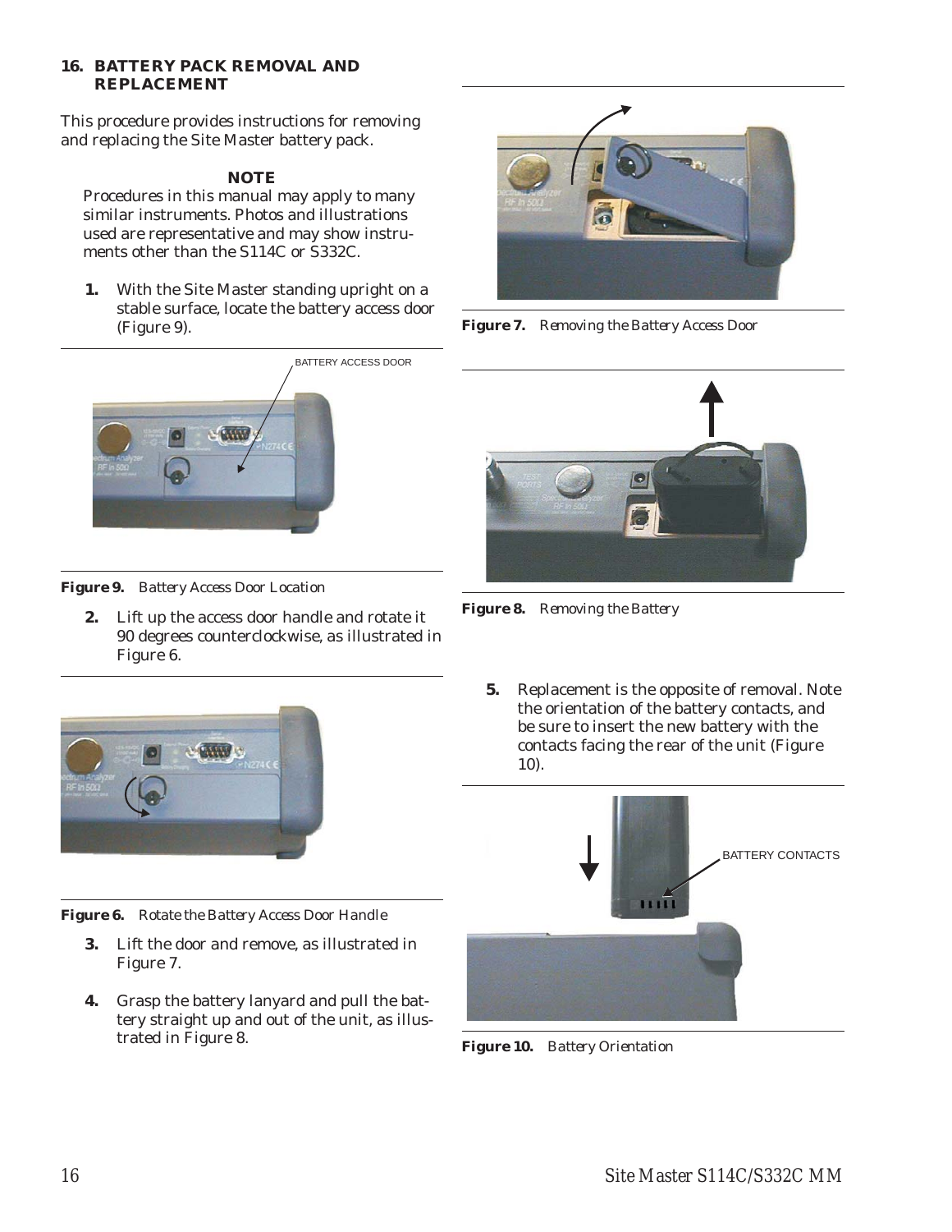## 16. BATTERY PACK REMOVAL AND REPLACEMENT

This procedure provides instructions for removing and replacing the Site Master battery pack.

**NOTE**

Procedures in this manual may apply to many similar instruments. Photos and illustrations used are representative and may show instruments other than the S114C or S332C.

1. With the Site Master standing upright on a stable surface, locate the battery access door (Figure 9).

**Figure 9.** *Battery Access Door Location*

2. Lift up the access door handle and rotate it 90 degrees counterclockwise, as illustrated in Figure 6.

**Figure 6.** *Rotate the Battery Access Door Handle*

3. Lift the door and remove, as illustrated in Figure 7.

4. Grasp the battery lanyard and pull the battery straight up and out of the unit, as illustrated in Figure 8.

**Figure 7.** *Removing the Battery Access Door*

**Figure 8.** *Removing the Battery*

5. Replacement is the opposite of removal. Note the orientation of the battery contacts, and be sure to insert the new battery with the contacts facing the rear of the unit (Figure 10).

**Figure 10.** *Battery Orientation*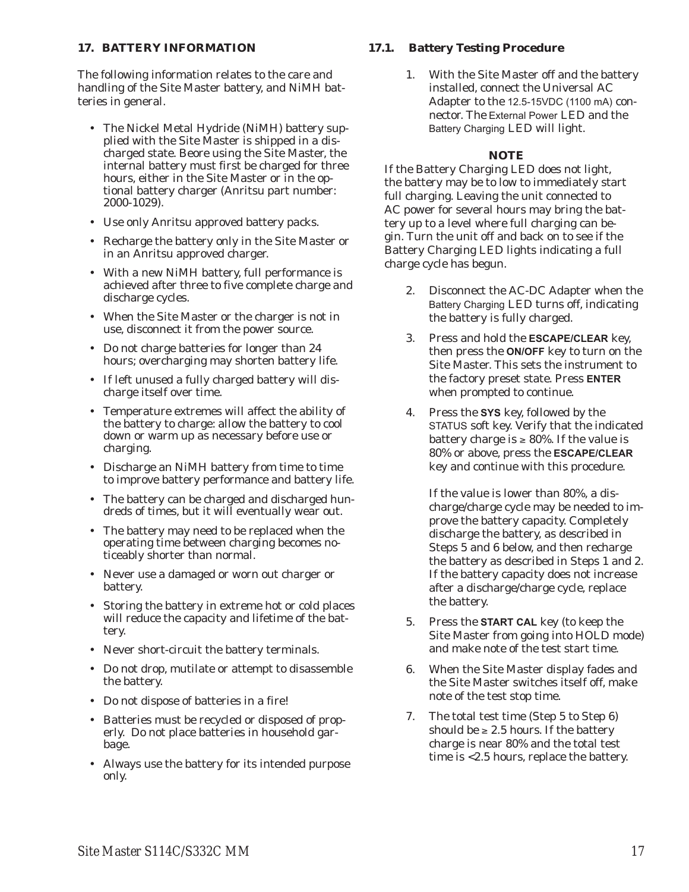## 17. BATTERY INFORMATION

The following information relates to the care and handling of the Site Master battery, and NiMH batteries in general.

- The Nickel Metal Hydride (NiMH) battery supplied with the Site Master is shipped in a discharged state. Beore using the Site Master, the internal battery must first be charged for three hours, either in the Site Master or in the optional battery charger (Anritsu part number: 2000-1029).
- Use only Anritsu approved battery packs.
- Recharge the battery only in the Site Master or in an Anritsu approved charger.
- With a new NiMH battery, full performance is achieved after three to five complete charge and discharge cycles.
- When the Site Master or the charger is not in use, disconnect it from the power source.
- Do not charge batteries for longer than 24 hours; overcharging may shorten battery life.
- If left unused a fully charged battery will discharge itself over time.
- Temperature extremes will affect the ability of the battery to charge: allow the battery to cool down or warm up as necessary before use or charging.
- Discharge an NiMH battery from time to time to improve battery performance and battery life.
- The battery can be charged and discharged hundreds of times, but it will eventually wear out.
- The battery may need to be replaced when the operating time between charging becomes noticeably shorter than normal.
- Never use a damaged or worn out charger or battery.
- Storing the battery in extreme hot or cold places will reduce the capacity and lifetime of the battery.
- Never short-circuit the battery terminals.
- Do not drop, mutilate or attempt to disassemble the battery.
- Do not dispose of batteries in a fire!
- Batteries must be recycled or disposed of properly. Do not place batteries in household garbage.
- Always use the battery for its intended purpose only.

### 17.1. Battery Testing Procedure

1. With the Site Master off and the battery installed, connect the Universal AC Adapter to the 12.5-15VDC (1100 mA) connector. The External Power LED and the Battery Charging LED will light.

**NOTE**

If the Battery Charging LED does not light, the battery may be to low to immediately start full charging. Leaving the unit connected to AC power for several hours may bring the battery up to a level where full charging can begin. Turn the unit off and back on to see if the Battery Charging LED lights indicating a full charge cycle has begun.

2. Disconnect the AC-DC Adapter when the Battery Charging LED turns off, indicating the battery is fully charged.
3. Press and hold the **ESCAPE/CLEAR** key, then press the **ON/OFF** key to turn on the Site Master. This sets the instrument to the factory preset state. Press **ENTER** when prompted to continue.
4. Press the **SYS** key, followed by the STATUS soft key. Verify that the indicated battery charge is ≥ 80%. If the value is 80% or above, press the **ESCAPE/CLEAR** key and continue with this procedure.

   If the value is lower than 80%, a discharge/charge cycle may be needed to improve the battery capacity. Completely discharge the battery, as described in Steps 5 and 6 below, and then recharge the battery as described in Steps 1 and 2. If the battery capacity does not increase after a discharge/charge cycle, replace the battery.

5. Press the **START CAL** key (to keep the Site Master from going into HOLD mode) and make note of the test start time.
6. When the Site Master display fades and the Site Master switches itself off, make note of the test stop time.
7. The total test time (Step 5 to Step 6) should be ≥ 2.5 hours. If the battery charge is near 80% and the total test time is <2.5 hours, replace the battery.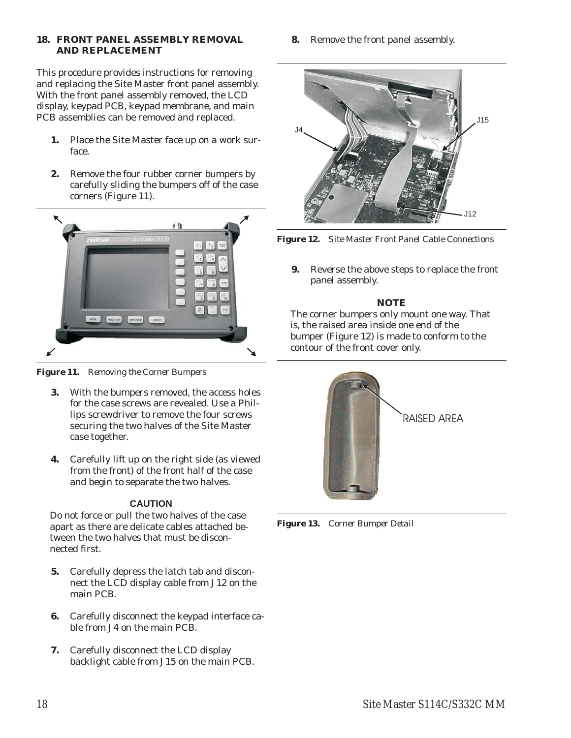## 18. FRONT PANEL ASSEMBLY REMOVAL AND REPLACEMENT

This procedure provides instructions for removing and replacing the Site Master front panel assembly. With the front panel assembly removed, the LCD display, keypad PCB, keypad membrane, and main PCB assemblies can be removed and replaced.

1. Place the Site Master face up on a work surface.

2. Remove the four rubber corner bumpers by carefully sliding the bumpers off of the case corners (Figure 11).

**Figure 11.** *Removing the Corner Bumpers*

3. With the bumpers removed, the access holes for the case screws are revealed. Use a Phillips screwdriver to remove the four screws securing the two halves of the Site Master case together.

4. Carefully lift up on the right side (as viewed from the front) of the front half of the case and begin to separate the two halves.

**CAUTION**

Do not force or pull the two halves of the case apart as there are delicate cables attached between the two halves that must be disconnected first.

5. Carefully depress the latch tab and disconnect the LCD display cable from J12 on the main PCB.

6. Carefully disconnect the keypad interface cable from J4 on the main PCB.

7. Carefully disconnect the LCD display backlight cable from J15 on the main PCB.

8. Remove the front panel assembly.

**Figure 12.** *Site Master Front Panel Cable Connections*

9. Reverse the above steps to replace the front panel assembly.

**NOTE**

The corner bumpers only mount one way. That is, the raised area inside one end of the bumper (Figure 12) is made to conform to the contour of the front cover only.

**Figure 13.** *Corner Bumper Detail*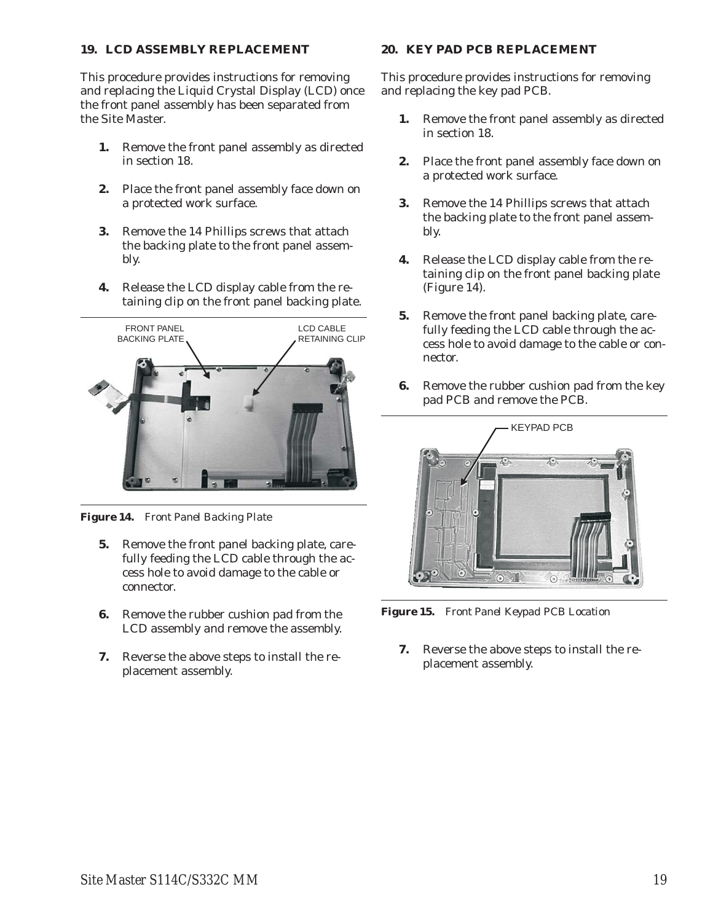## 19. LCD ASSEMBLY REPLACEMENT

This procedure provides instructions for removing and replacing the Liquid Crystal Display (LCD) once the front panel assembly has been separated from the Site Master.

1. Remove the front panel assembly as directed in section 18.
2. Place the front panel assembly face down on a protected work surface.
3. Remove the 14 Phillips screws that attach the backing plate to the front panel assembly.
4. Release the LCD display cable from the retaining clip on the front panel backing plate.

FRONT PANEL BACKING PLATE
LCD CABLE RETAINING CLIP

**Figure 14.** *Front Panel Backing Plate*

5. Remove the front panel backing plate, carefully feeding the LCD cable through the access hole to avoid damage to the cable or connector.
6. Remove the rubber cushion pad from the LCD assembly and remove the assembly.
7. Reverse the above steps to install the replacement assembly.

## 20. KEY PAD PCB REPLACEMENT

This procedure provides instructions for removing and replacing the key pad PCB.

1. Remove the front panel assembly as directed in section 18.
2. Place the front panel assembly face down on a protected work surface.
3. Remove the 14 Phillips screws that attach the backing plate to the front panel assembly.
4. Release the LCD display cable from the retaining clip on the front panel backing plate (Figure 14).
5. Remove the front panel backing plate, carefully feeding the LCD cable through the access hole to avoid damage to the cable or connector.
6. Remove the rubber cushion pad from the key pad PCB and remove the PCB.

KEYPAD PCB

**Figure 15.** *Front Panel Keypad PCB Location*

7. Reverse the above steps to install the replacement assembly.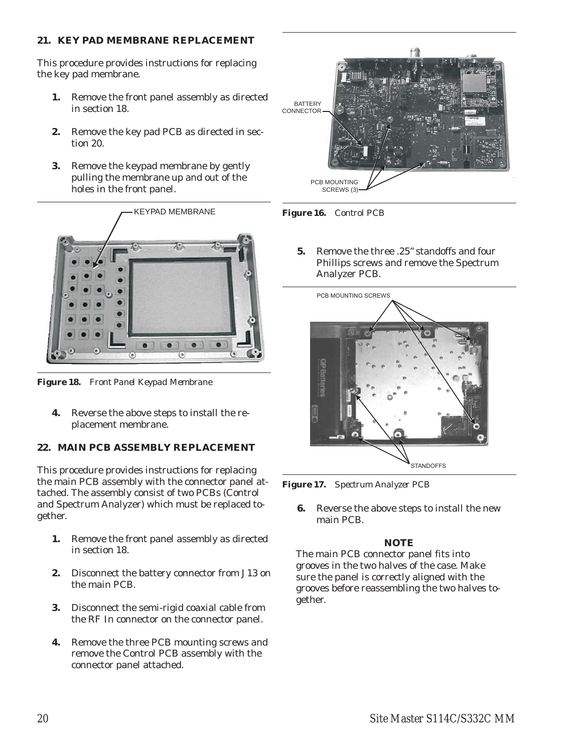## 21. KEY PAD MEMBRANE REPLACEMENT

This procedure provides instructions for replacing the key pad membrane.

1. Remove the front panel assembly as directed in section 18.

2. Remove the key pad PCB as directed in section 20.

3. Remove the keypad membrane by gently pulling the membrane up and out of the holes in the front panel.

**Figure 18.** *Front Panel Keypad Membrane*

4. Reverse the above steps to install the replacement membrane.

## 22. MAIN PCB ASSEMBLY REPLACEMENT

This procedure provides instructions for replacing the main PCB assembly with the connector panel attached. The assembly consist of two PCBs (Control and Spectrum Analyzer) which must be replaced together.

1. Remove the front panel assembly as directed in section 18.

2. Disconnect the battery connector from J13 on the main PCB.

3. Disconnect the semi-rigid coaxial cable from the RF In connector on the connector panel.

4. Remove the three PCB mounting screws and remove the Control PCB assembly with the connector panel attached.

**Figure 16.** *Control PCB*

5. Remove the three .25" standoffs and four Phillips screws and remove the Spectrum Analyzer PCB.

**Figure 17.** *Spectrum Analyzer PCB*

6. Reverse the above steps to install the new main PCB.

**NOTE**

The main PCB connector panel fits into grooves in the two halves of the case. Make sure the panel is correctly aligned with the grooves before reassembling the two halves together.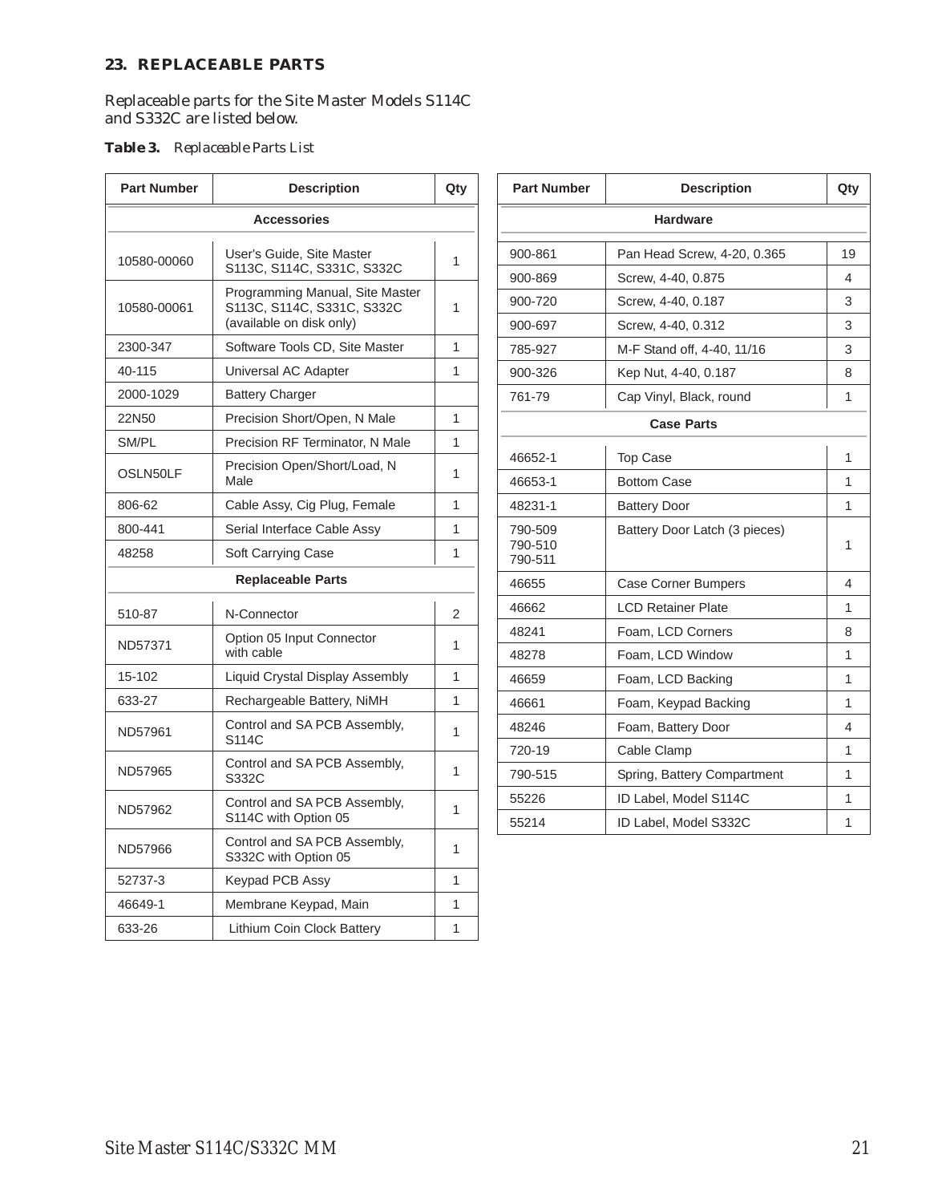## 23. REPLACEABLE PARTS

Replaceable parts for the Site Master Models S114C and S332C are listed below.

***Table 3.*** *Replaceable Parts List*

| Part Number | Description | Qty |
|---|---|---|
| **Accessories** | | |
| 10580-00060 | User's Guide, Site Master S113C, S114C, S331C, S332C | 1 |
| 10580-00061 | Programming Manual, Site Master S113C, S114C, S331C, S332C (available on disk only) | 1 |
| 2300-347 | Software Tools CD, Site Master | 1 |
| 40-115 | Universal AC Adapter | 1 |
| 2000-1029 | Battery Charger | |
| 22N50 | Precision Short/Open, N Male | 1 |
| SM/PL | Precision RF Terminator, N Male | 1 |
| OSLN50LF | Precision Open/Short/Load, N Male | 1 |
| 806-62 | Cable Assy, Cig Plug, Female | 1 |
| 800-441 | Serial Interface Cable Assy | 1 |
| 48258 | Soft Carrying Case | 1 |
| **Replaceable Parts** | | |
| 510-87 | N-Connector | 2 |
| ND57371 | Option 05 Input Connector with cable | 1 |
| 15-102 | Liquid Crystal Display Assembly | 1 |
| 633-27 | Rechargeable Battery, NiMH | 1 |
| ND57961 | Control and SA PCB Assembly, S114C | 1 |
| ND57965 | Control and SA PCB Assembly, S332C | 1 |
| ND57962 | Control and SA PCB Assembly, S114C with Option 05 | 1 |
| ND57966 | Control and SA PCB Assembly, S332C with Option 05 | 1 |
| 52737-3 | Keypad PCB Assy | 1 |
| 46649-1 | Membrane Keypad, Main | 1 |
| 633-26 | Lithium Coin Clock Battery | 1 |
| **Hardware** | | |
| 900-861 | Pan Head Screw, 4-20, 0.365 | 19 |
| 900-869 | Screw, 4-40, 0.875 | 4 |
| 900-720 | Screw, 4-40, 0.187 | 3 |
| 900-697 | Screw, 4-40, 0.312 | 3 |
| 785-927 | M-F Stand off, 4-40, 11/16 | 3 |
| 900-326 | Kep Nut, 4-40, 0.187 | 8 |
| 761-79 | Cap Vinyl, Black, round | 1 |
| **Case Parts** | | |
| 46652-1 | Top Case | 1 |
| 46653-1 | Bottom Case | 1 |
| 48231-1 | Battery Door | 1 |
| 790-509<br>790-510<br>790-511 | Battery Door Latch (3 pieces) | 1 |
| 46655 | Case Corner Bumpers | 4 |
| 46662 | LCD Retainer Plate | 1 |
| 48241 | Foam, LCD Corners | 8 |
| 48278 | Foam, LCD Window | 1 |
| 46659 | Foam, LCD Backing | 1 |
| 46661 | Foam, Keypad Backing | 1 |
| 48246 | Foam, Battery Door | 4 |
| 720-19 | Cable Clamp | 1 |
| 790-515 | Spring, Battery Compartment | 1 |
| 55226 | ID Label, Model S114C | 1 |
| 55214 | ID Label, Model S332C | 1 |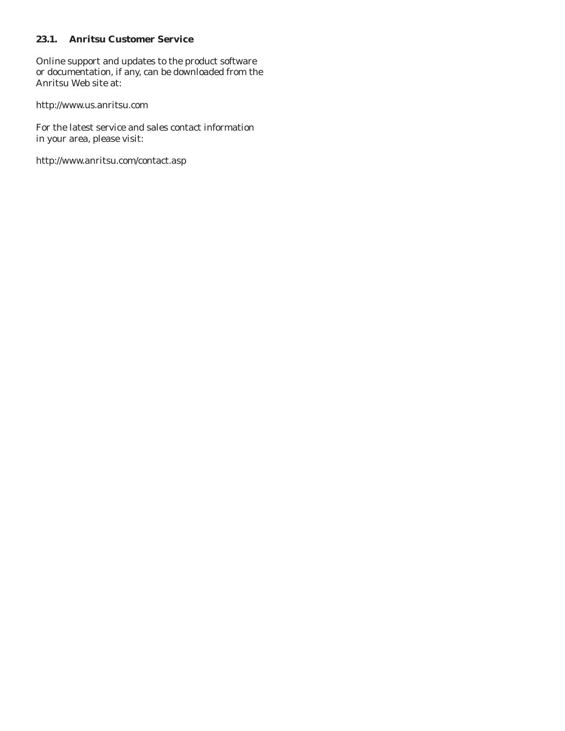## 23.1. Anritsu Customer Service

Online support and updates to the product software or documentation, if any, can be downloaded from the Anritsu Web site at:

http://www.us.anritsu.com

For the latest service and sales contact information in your area, please visit:

http://www.anritsu.com/contact.asp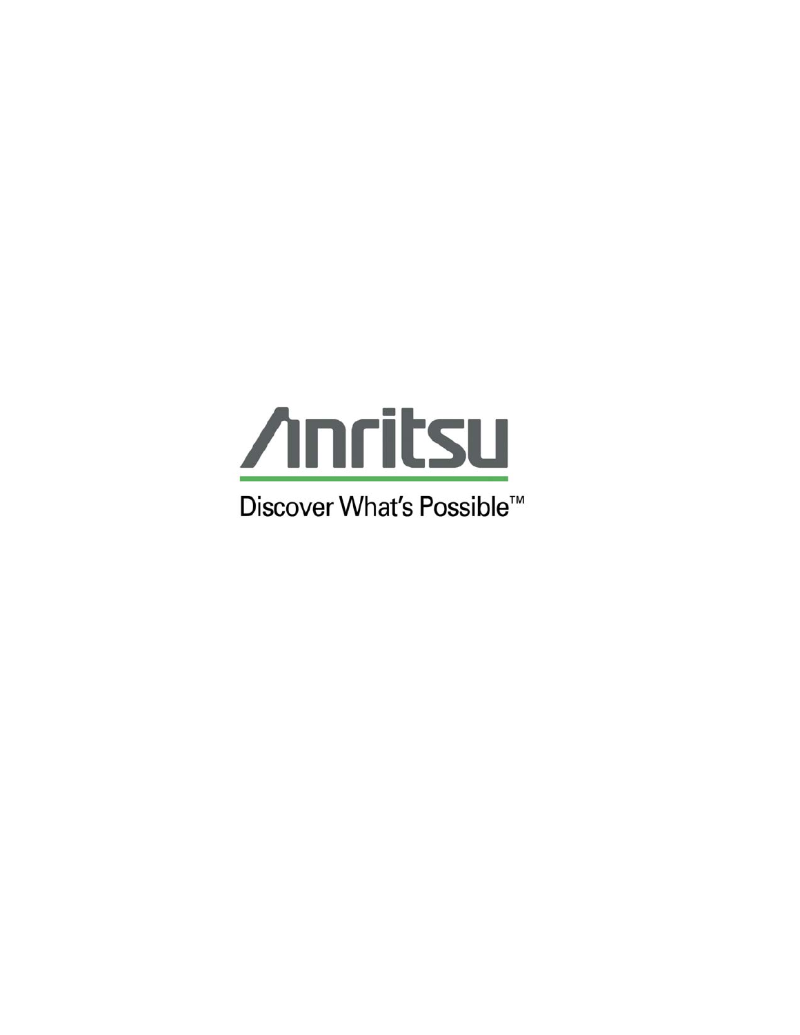Anritsu

Discover What's Possible™